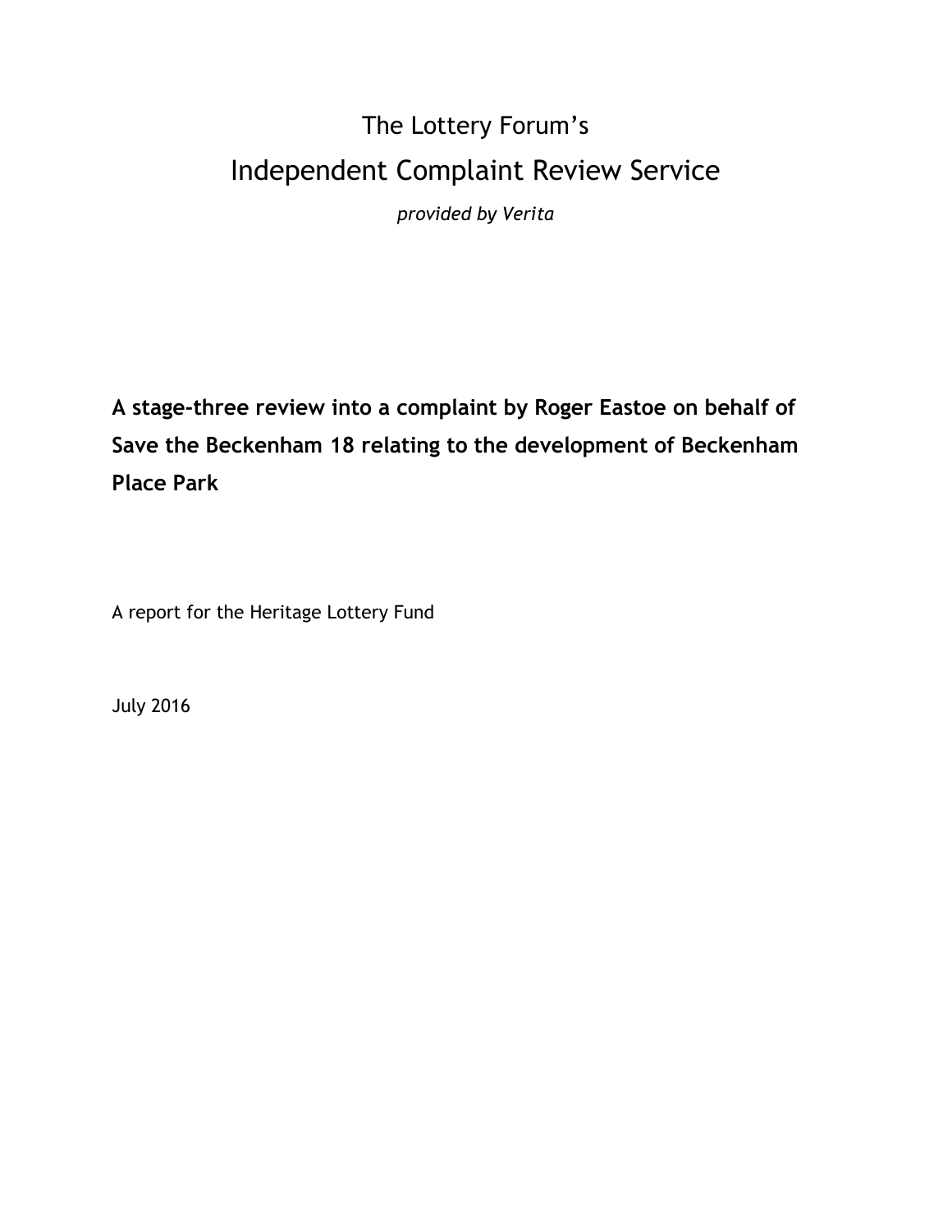# The Lottery Forum's

# Independent Complaint Review Service

*provided by Verita*

**A stage-three review into a complaint by Roger Eastoe on behalf of Save the Beckenham 18 relating to the development of Beckenham Place Park**

A report for the Heritage Lottery Fund

July 2016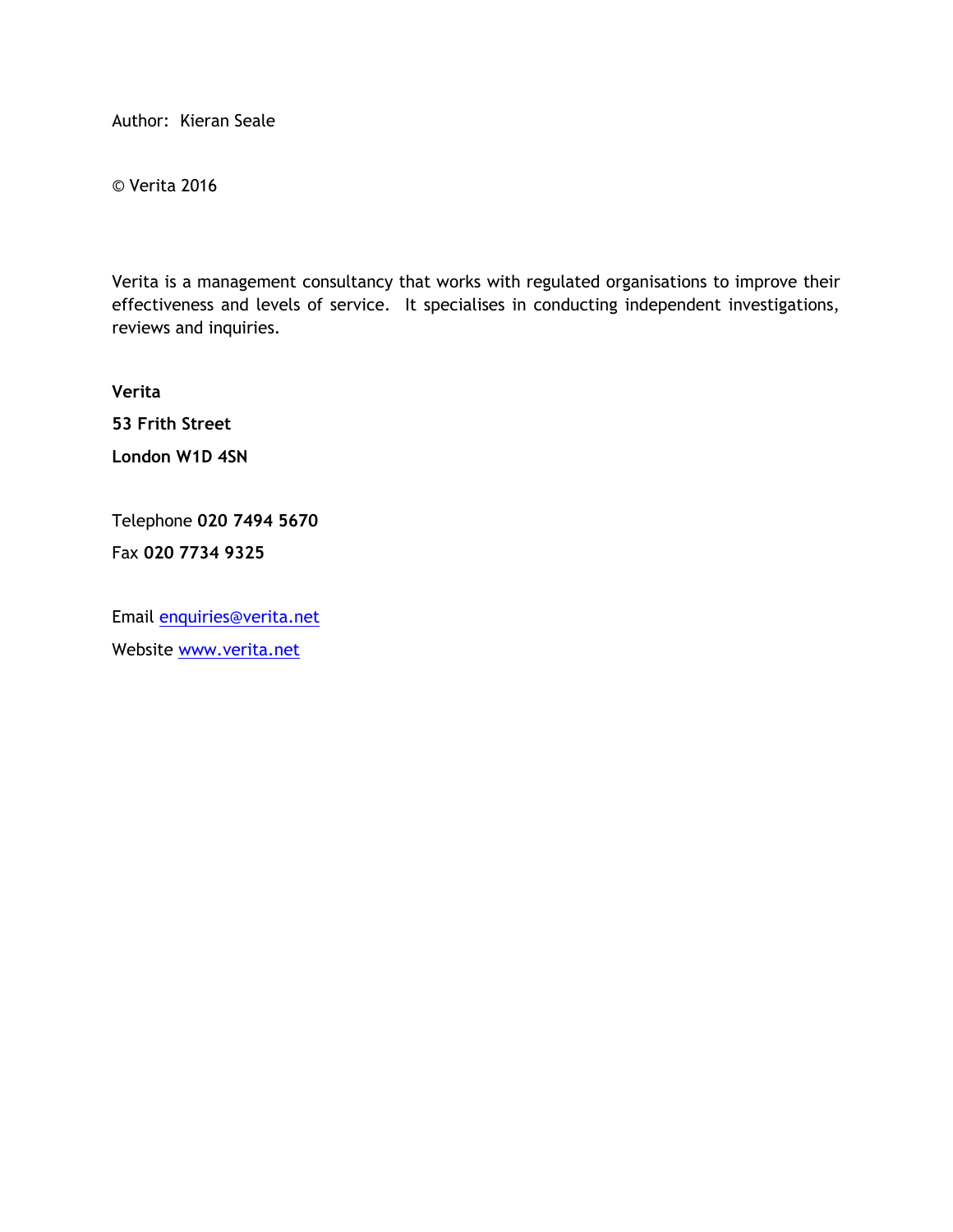Author:  Kieran Seale

© Verita 2016

Verita is a management consultancy that works with regulated organisations to improve their effectiveness and levels of service.  It specialises in conducting independent investigations, reviews and inquiries.

**Verita**

**53 Frith Street**

**London W1D 4SN**

Telephone **020 7494 5670**

Fax **020 7734 9325**

Email enquiries@verita.net

Website www.verita.net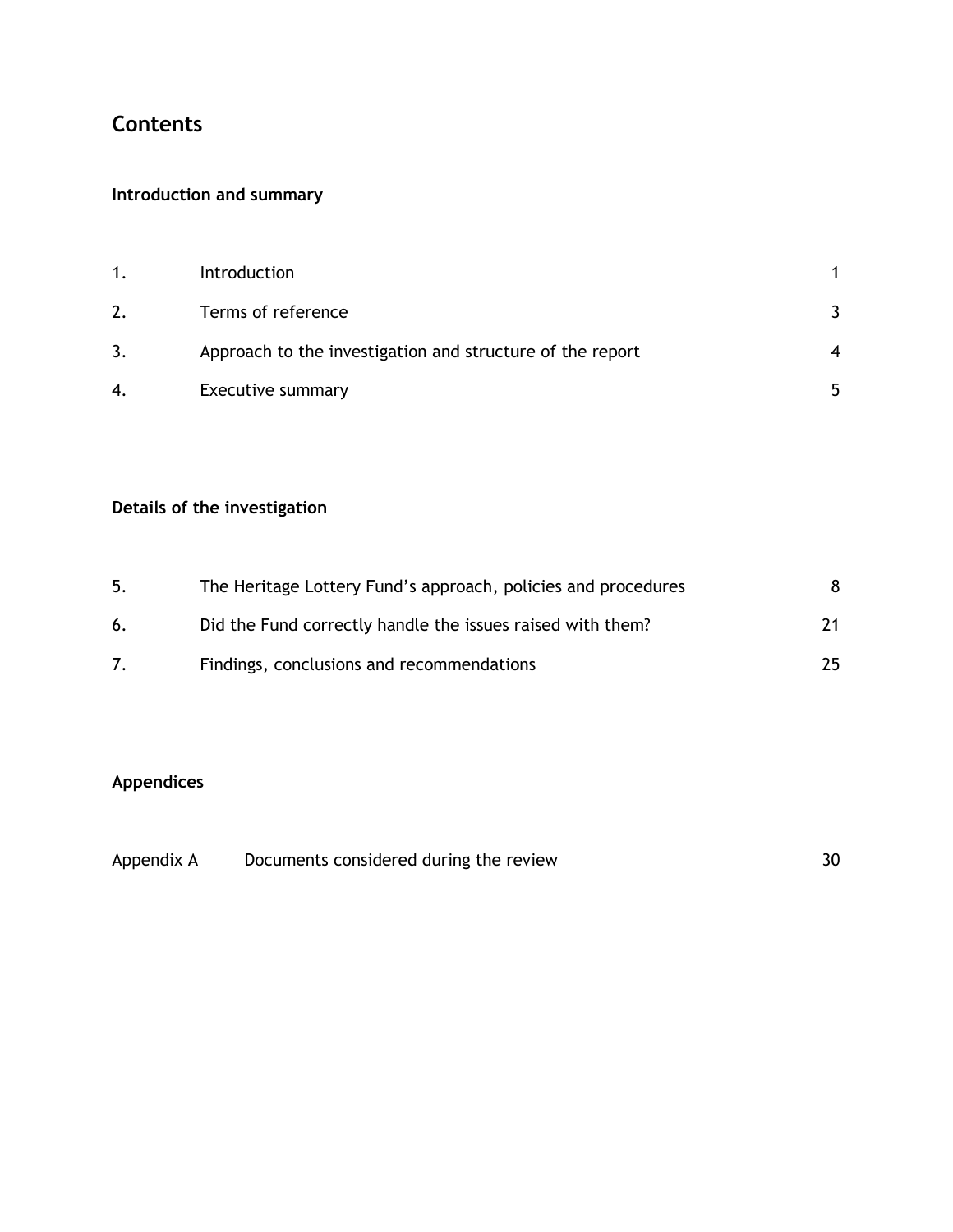# Contents

**Introduction and summary**

| | | |
|---|---|---|
| 1. | Introduction | 1 |
| 2. | Terms of reference | 3 |
| 3. | Approach to the investigation and structure of the report | 4 |
| 4. | Executive summary | 5 |

**Details of the investigation**

| | | |
|---|---|---|
| 5. | The Heritage Lottery Fund's approach, policies and procedures | 8 |
| 6. | Did the Fund correctly handle the issues raised with them? | 21 |
| 7. | Findings, conclusions and recommendations | 25 |

**Appendices**

| | | |
|---|---|---|
| Appendix A | Documents considered during the review | 30 |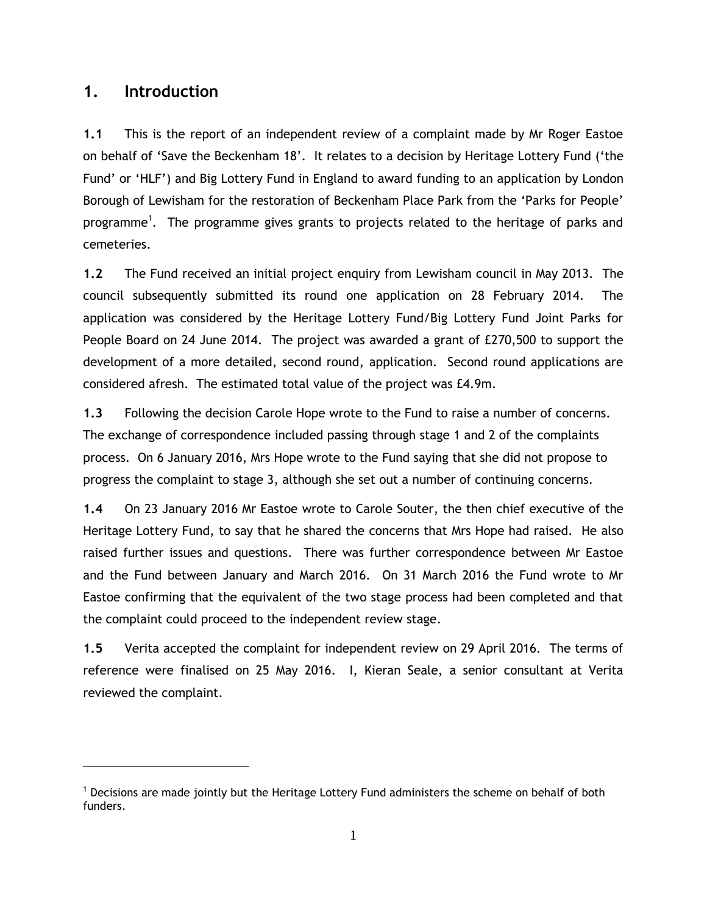## 1. Introduction

**1.1** This is the report of an independent review of a complaint made by Mr Roger Eastoe on behalf of 'Save the Beckenham 18'. It relates to a decision by Heritage Lottery Fund ('the Fund' or 'HLF') and Big Lottery Fund in England to award funding to an application by London Borough of Lewisham for the restoration of Beckenham Place Park from the 'Parks for People' programme[1]. The programme gives grants to projects related to the heritage of parks and cemeteries.

**1.2** The Fund received an initial project enquiry from Lewisham council in May 2013. The council subsequently submitted its round one application on 28 February 2014. The application was considered by the Heritage Lottery Fund/Big Lottery Fund Joint Parks for People Board on 24 June 2014. The project was awarded a grant of £270,500 to support the development of a more detailed, second round, application. Second round applications are considered afresh. The estimated total value of the project was £4.9m.

**1.3** Following the decision Carole Hope wrote to the Fund to raise a number of concerns. The exchange of correspondence included passing through stage 1 and 2 of the complaints process. On 6 January 2016, Mrs Hope wrote to the Fund saying that she did not propose to progress the complaint to stage 3, although she set out a number of continuing concerns.

**1.4** On 23 January 2016 Mr Eastoe wrote to Carole Souter, the then chief executive of the Heritage Lottery Fund, to say that he shared the concerns that Mrs Hope had raised. He also raised further issues and questions. There was further correspondence between Mr Eastoe and the Fund between January and March 2016. On 31 March 2016 the Fund wrote to Mr Eastoe confirming that the equivalent of the two stage process had been completed and that the complaint could proceed to the independent review stage.

**1.5** Verita accepted the complaint for independent review on 29 April 2016. The terms of reference were finalised on 25 May 2016. I, Kieran Seale, a senior consultant at Verita reviewed the complaint.

---

[1] Decisions are made jointly but the Heritage Lottery Fund administers the scheme on behalf of both funders.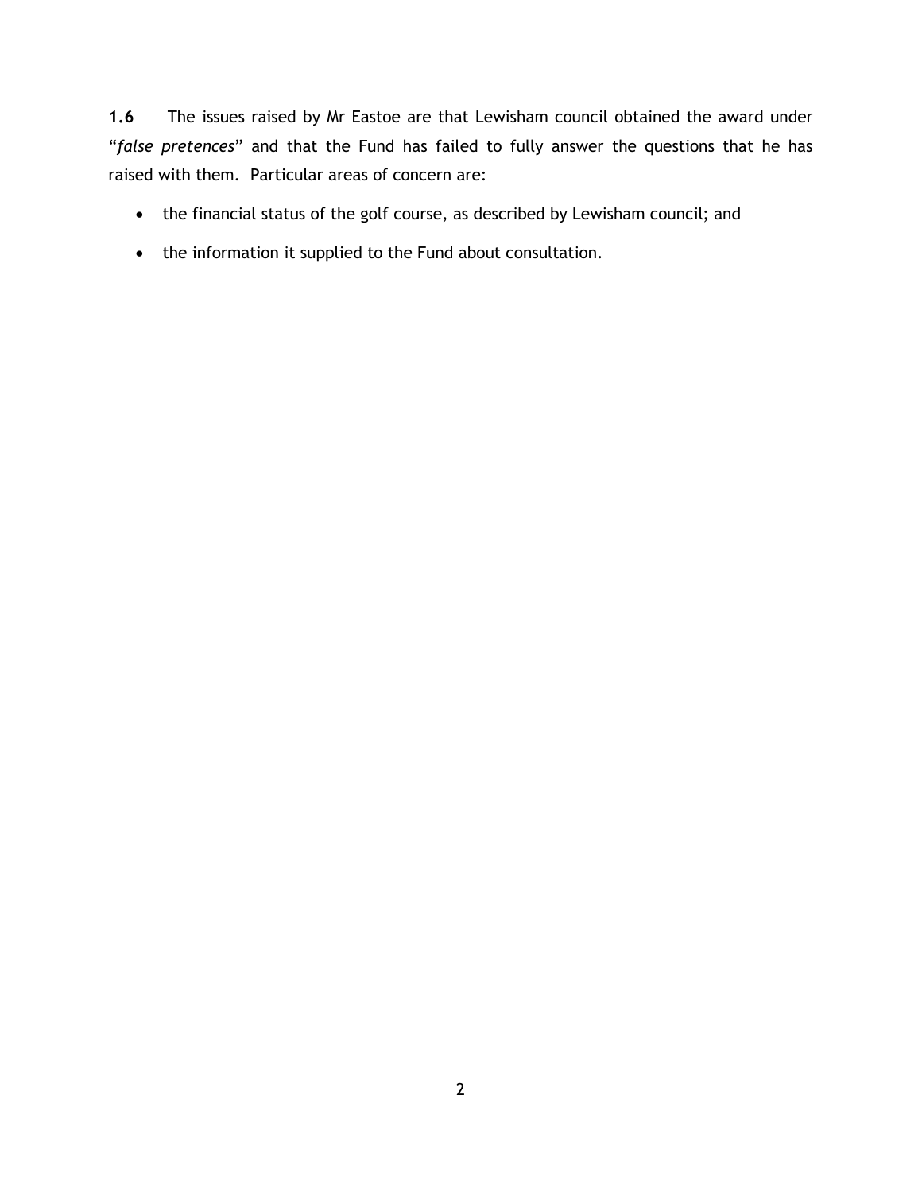**1.6** The issues raised by Mr Eastoe are that Lewisham council obtained the award under "*false pretences*" and that the Fund has failed to fully answer the questions that he has raised with them. Particular areas of concern are:

- the financial status of the golf course, as described by Lewisham council; and
- the information it supplied to the Fund about consultation.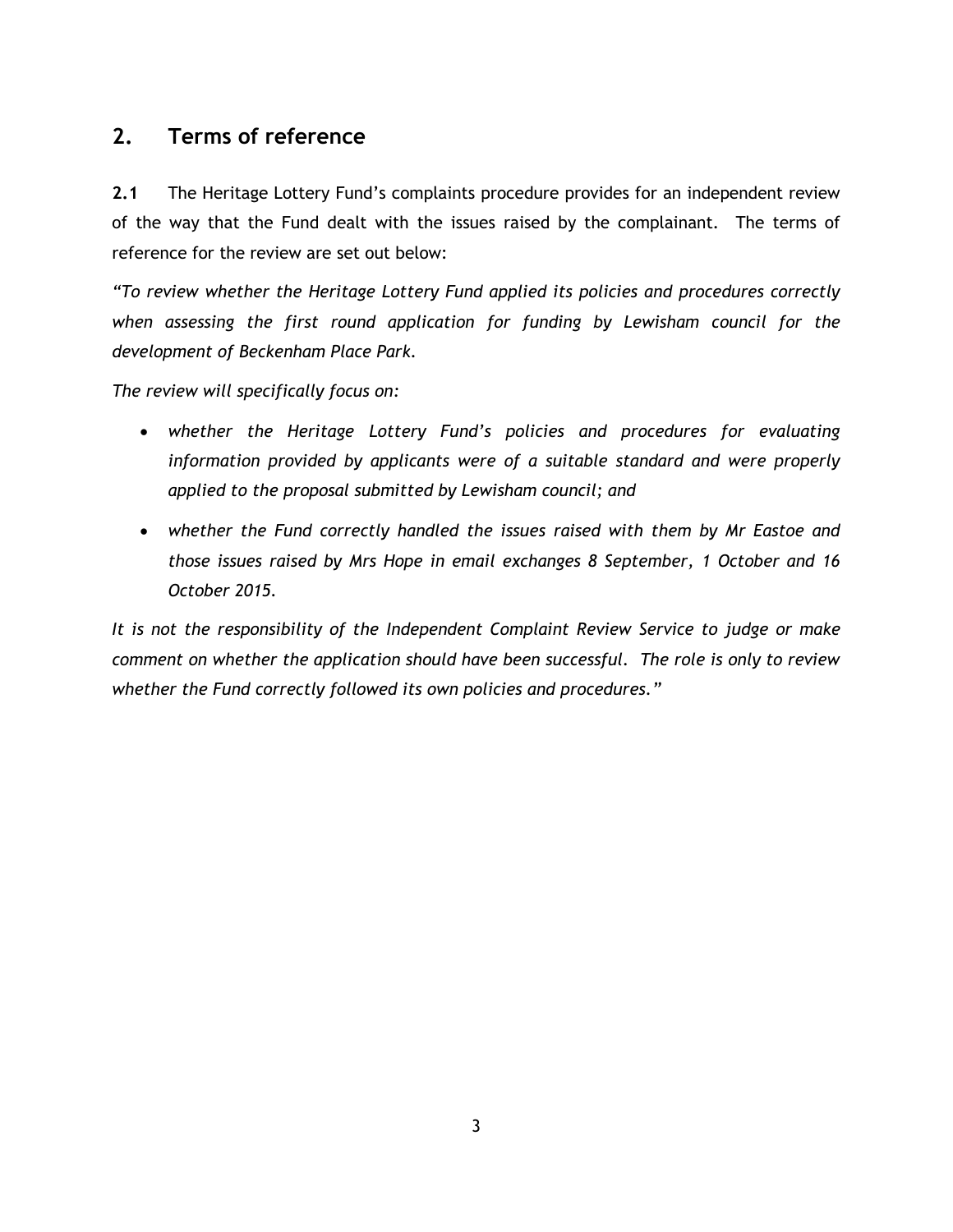## 2. Terms of reference

**2.1** The Heritage Lottery Fund's complaints procedure provides for an independent review of the way that the Fund dealt with the issues raised by the complainant. The terms of reference for the review are set out below:

*"To review whether the Heritage Lottery Fund applied its policies and procedures correctly when assessing the first round application for funding by Lewisham council for the development of Beckenham Place Park.*

*The review will specifically focus on:*

- *whether the Heritage Lottery Fund's policies and procedures for evaluating information provided by applicants were of a suitable standard and were properly applied to the proposal submitted by Lewisham council; and*
- *whether the Fund correctly handled the issues raised with them by Mr Eastoe and those issues raised by Mrs Hope in email exchanges 8 September, 1 October and 16 October 2015.*

*It is not the responsibility of the Independent Complaint Review Service to judge or make comment on whether the application should have been successful. The role is only to review whether the Fund correctly followed its own policies and procedures."*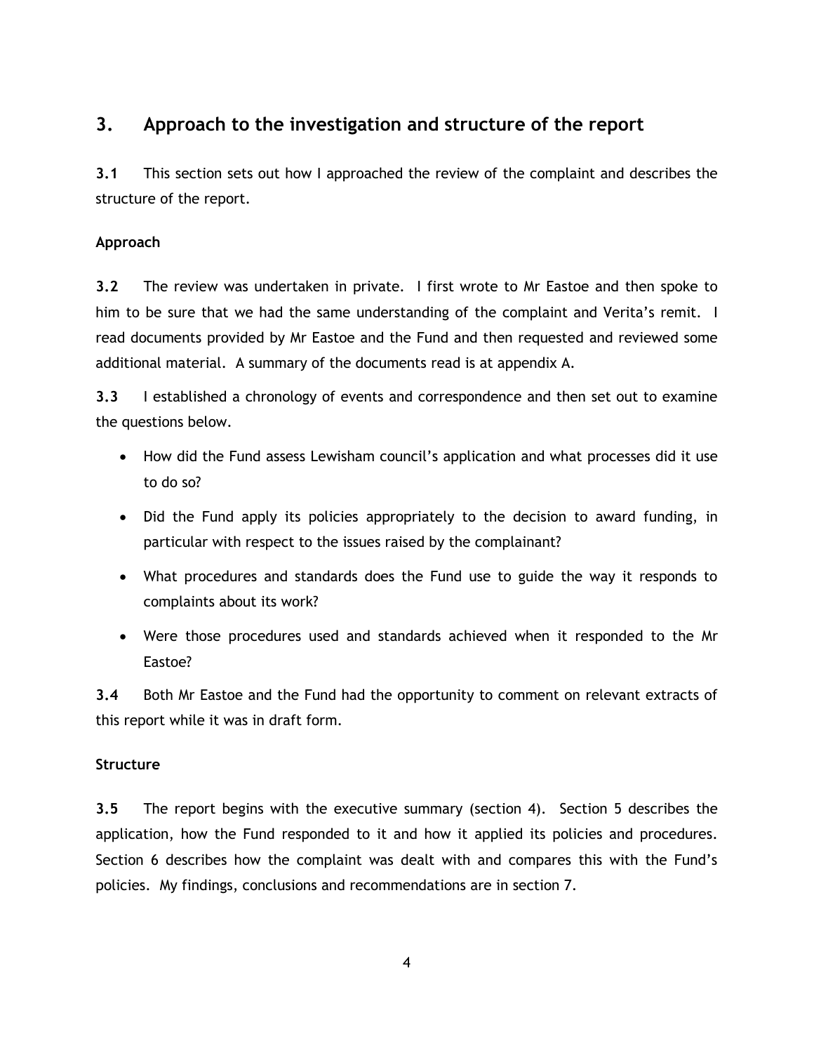## 3. Approach to the investigation and structure of the report

**3.1** This section sets out how I approached the review of the complaint and describes the structure of the report.

**Approach**

**3.2** The review was undertaken in private. I first wrote to Mr Eastoe and then spoke to him to be sure that we had the same understanding of the complaint and Verita's remit. I read documents provided by Mr Eastoe and the Fund and then requested and reviewed some additional material. A summary of the documents read is at appendix A.

**3.3** I established a chronology of events and correspondence and then set out to examine the questions below.

- How did the Fund assess Lewisham council's application and what processes did it use to do so?
- Did the Fund apply its policies appropriately to the decision to award funding, in particular with respect to the issues raised by the complainant?
- What procedures and standards does the Fund use to guide the way it responds to complaints about its work?
- Were those procedures used and standards achieved when it responded to the Mr Eastoe?

**3.4** Both Mr Eastoe and the Fund had the opportunity to comment on relevant extracts of this report while it was in draft form.

**Structure**

**3.5** The report begins with the executive summary (section 4). Section 5 describes the application, how the Fund responded to it and how it applied its policies and procedures. Section 6 describes how the complaint was dealt with and compares this with the Fund's policies. My findings, conclusions and recommendations are in section 7.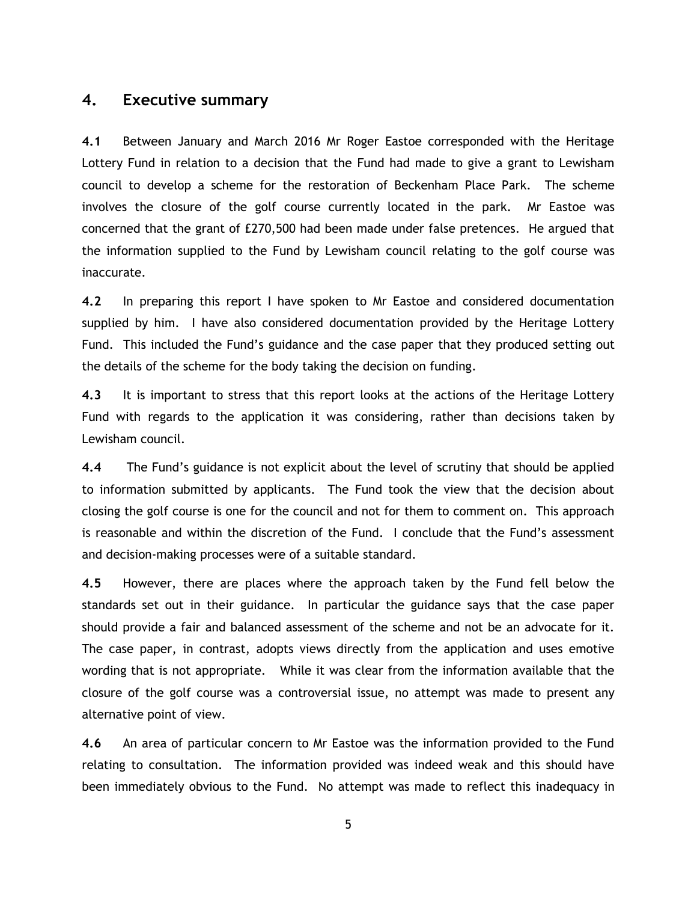## 4. Executive summary

**4.1** Between January and March 2016 Mr Roger Eastoe corresponded with the Heritage Lottery Fund in relation to a decision that the Fund had made to give a grant to Lewisham council to develop a scheme for the restoration of Beckenham Place Park. The scheme involves the closure of the golf course currently located in the park. Mr Eastoe was concerned that the grant of £270,500 had been made under false pretences. He argued that the information supplied to the Fund by Lewisham council relating to the golf course was inaccurate.

**4.2** In preparing this report I have spoken to Mr Eastoe and considered documentation supplied by him. I have also considered documentation provided by the Heritage Lottery Fund. This included the Fund's guidance and the case paper that they produced setting out the details of the scheme for the body taking the decision on funding.

**4.3** It is important to stress that this report looks at the actions of the Heritage Lottery Fund with regards to the application it was considering, rather than decisions taken by Lewisham council.

**4.4** The Fund's guidance is not explicit about the level of scrutiny that should be applied to information submitted by applicants. The Fund took the view that the decision about closing the golf course is one for the council and not for them to comment on. This approach is reasonable and within the discretion of the Fund. I conclude that the Fund's assessment and decision-making processes were of a suitable standard.

**4.5** However, there are places where the approach taken by the Fund fell below the standards set out in their guidance. In particular the guidance says that the case paper should provide a fair and balanced assessment of the scheme and not be an advocate for it. The case paper, in contrast, adopts views directly from the application and uses emotive wording that is not appropriate. While it was clear from the information available that the closure of the golf course was a controversial issue, no attempt was made to present any alternative point of view.

**4.6** An area of particular concern to Mr Eastoe was the information provided to the Fund relating to consultation. The information provided was indeed weak and this should have been immediately obvious to the Fund. No attempt was made to reflect this inadequacy in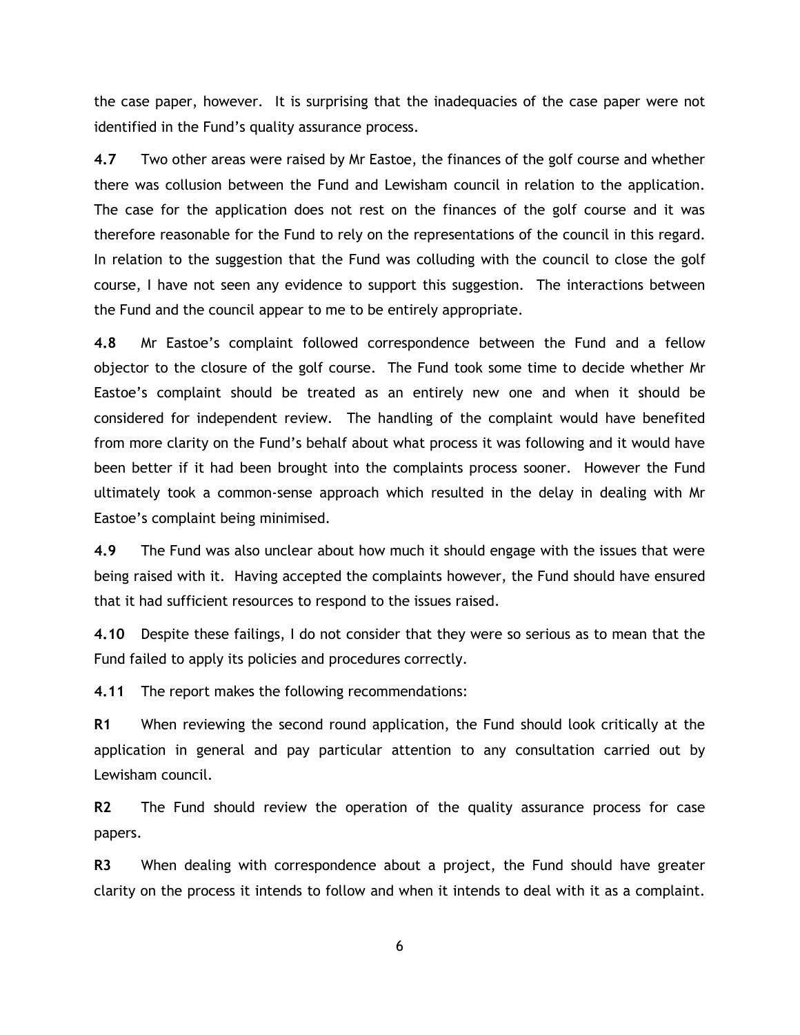the case paper, however. It is surprising that the inadequacies of the case paper were not identified in the Fund's quality assurance process.

**4.7** Two other areas were raised by Mr Eastoe, the finances of the golf course and whether there was collusion between the Fund and Lewisham council in relation to the application. The case for the application does not rest on the finances of the golf course and it was therefore reasonable for the Fund to rely on the representations of the council in this regard. In relation to the suggestion that the Fund was colluding with the council to close the golf course, I have not seen any evidence to support this suggestion. The interactions between the Fund and the council appear to me to be entirely appropriate.

**4.8** Mr Eastoe's complaint followed correspondence between the Fund and a fellow objector to the closure of the golf course. The Fund took some time to decide whether Mr Eastoe's complaint should be treated as an entirely new one and when it should be considered for independent review. The handling of the complaint would have benefited from more clarity on the Fund's behalf about what process it was following and it would have been better if it had been brought into the complaints process sooner. However the Fund ultimately took a common-sense approach which resulted in the delay in dealing with Mr Eastoe's complaint being minimised.

**4.9** The Fund was also unclear about how much it should engage with the issues that were being raised with it. Having accepted the complaints however, the Fund should have ensured that it had sufficient resources to respond to the issues raised.

**4.10** Despite these failings, I do not consider that they were so serious as to mean that the Fund failed to apply its policies and procedures correctly.

**4.11** The report makes the following recommendations:

**R1** When reviewing the second round application, the Fund should look critically at the application in general and pay particular attention to any consultation carried out by Lewisham council.

**R2** The Fund should review the operation of the quality assurance process for case papers.

**R3** When dealing with correspondence about a project, the Fund should have greater clarity on the process it intends to follow and when it intends to deal with it as a complaint.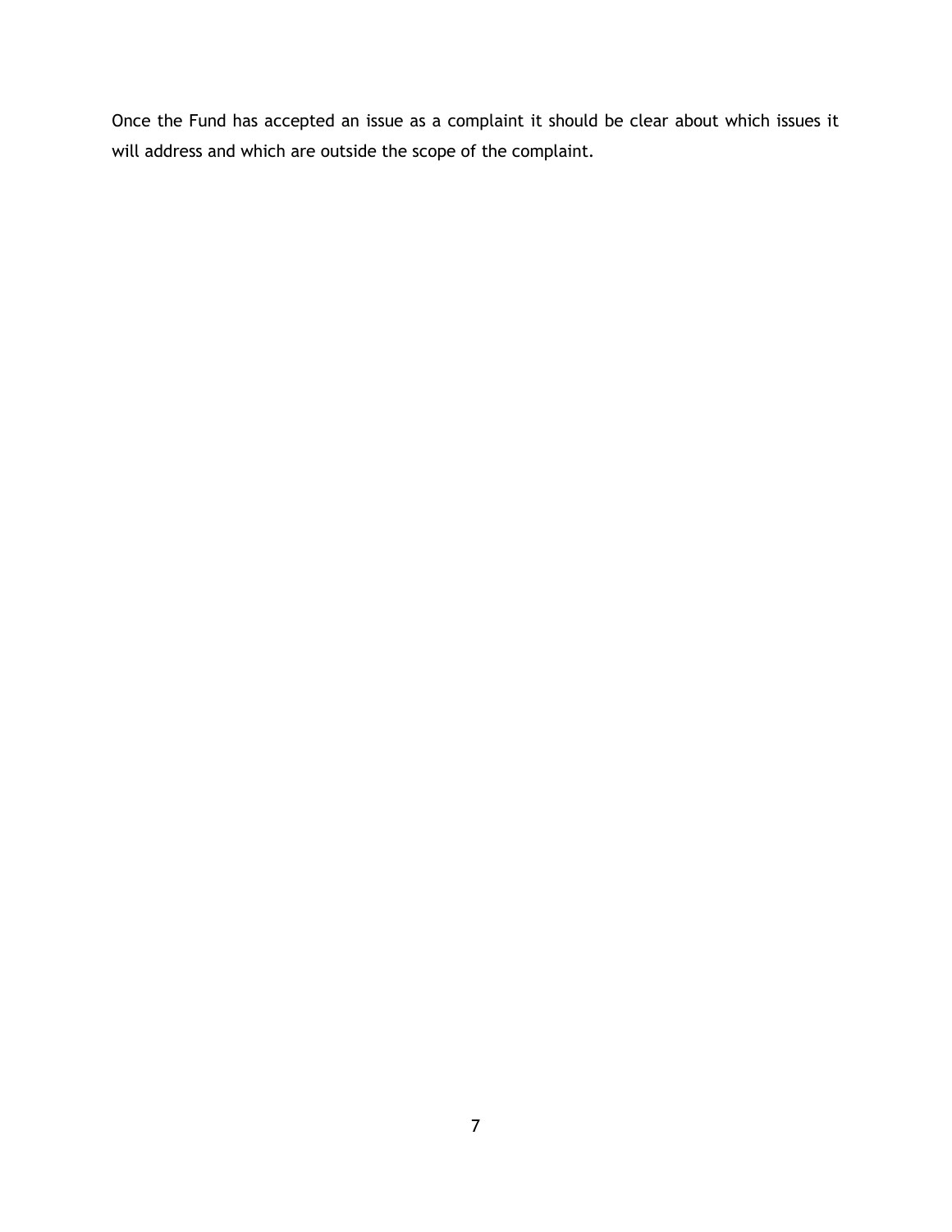Once the Fund has accepted an issue as a complaint it should be clear about which issues it will address and which are outside the scope of the complaint.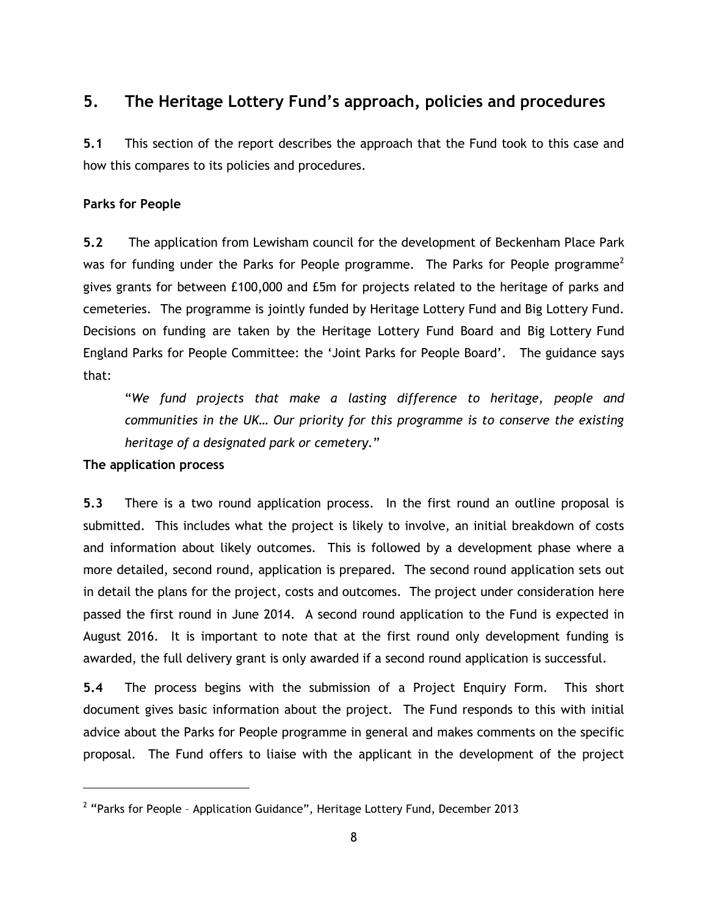## 5. The Heritage Lottery Fund's approach, policies and procedures

**5.1** This section of the report describes the approach that the Fund took to this case and how this compares to its policies and procedures.

**Parks for People**

**5.2** The application from Lewisham council for the development of Beckenham Place Park was for funding under the Parks for People programme. The Parks for People programme[2] gives grants for between £100,000 and £5m for projects related to the heritage of parks and cemeteries. The programme is jointly funded by Heritage Lottery Fund and Big Lottery Fund. Decisions on funding are taken by the Heritage Lottery Fund Board and Big Lottery Fund England Parks for People Committee: the 'Joint Parks for People Board'. The guidance says that:

> "*We fund projects that make a lasting difference to heritage, people and communities in the UK… Our priority for this programme is to conserve the existing heritage of a designated park or cemetery.*"

**The application process**

**5.3** There is a two round application process. In the first round an outline proposal is submitted. This includes what the project is likely to involve, an initial breakdown of costs and information about likely outcomes. This is followed by a development phase where a more detailed, second round, application is prepared. The second round application sets out in detail the plans for the project, costs and outcomes. The project under consideration here passed the first round in June 2014. A second round application to the Fund is expected in August 2016. It is important to note that at the first round only development funding is awarded, the full delivery grant is only awarded if a second round application is successful.

**5.4** The process begins with the submission of a Project Enquiry Form. This short document gives basic information about the project. The Fund responds to this with initial advice about the Parks for People programme in general and makes comments on the specific proposal. The Fund offers to liaise with the applicant in the development of the project

[2] "Parks for People – Application Guidance", Heritage Lottery Fund, December 2013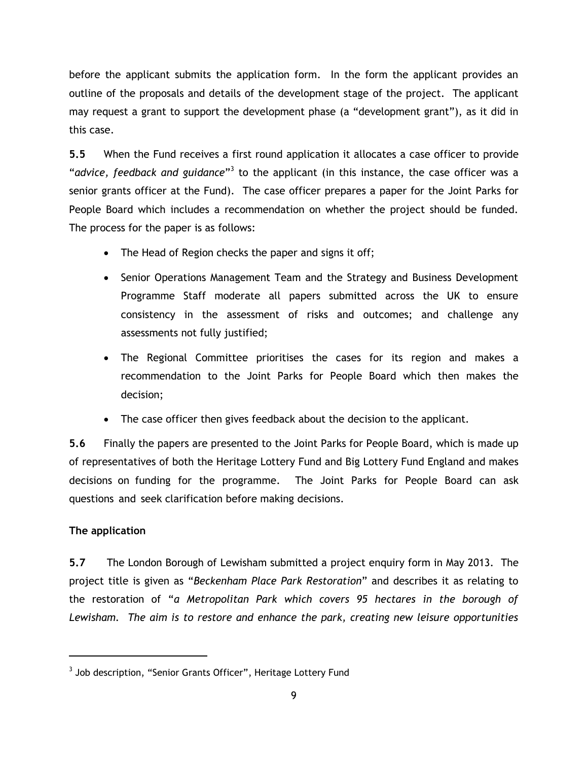before the applicant submits the application form. In the form the applicant provides an outline of the proposals and details of the development stage of the project. The applicant may request a grant to support the development phase (a "development grant"), as it did in this case.

**5.5** When the Fund receives a first round application it allocates a case officer to provide "*advice, feedback and guidance*"[3] to the applicant (in this instance, the case officer was a senior grants officer at the Fund). The case officer prepares a paper for the Joint Parks for People Board which includes a recommendation on whether the project should be funded. The process for the paper is as follows:

- The Head of Region checks the paper and signs it off;
- Senior Operations Management Team and the Strategy and Business Development Programme Staff moderate all papers submitted across the UK to ensure consistency in the assessment of risks and outcomes; and challenge any assessments not fully justified;
- The Regional Committee prioritises the cases for its region and makes a recommendation to the Joint Parks for People Board which then makes the decision;
- The case officer then gives feedback about the decision to the applicant.

**5.6** Finally the papers are presented to the Joint Parks for People Board, which is made up of representatives of both the Heritage Lottery Fund and Big Lottery Fund England and makes decisions on funding for the programme. The Joint Parks for People Board can ask questions and seek clarification before making decisions.

**The application**

**5.7** The London Borough of Lewisham submitted a project enquiry form in May 2013. The project title is given as "*Beckenham Place Park Restoration*" and describes it as relating to the restoration of "*a Metropolitan Park which covers 95 hectares in the borough of Lewisham. The aim is to restore and enhance the park, creating new leisure opportunities*

[3] Job description, "Senior Grants Officer", Heritage Lottery Fund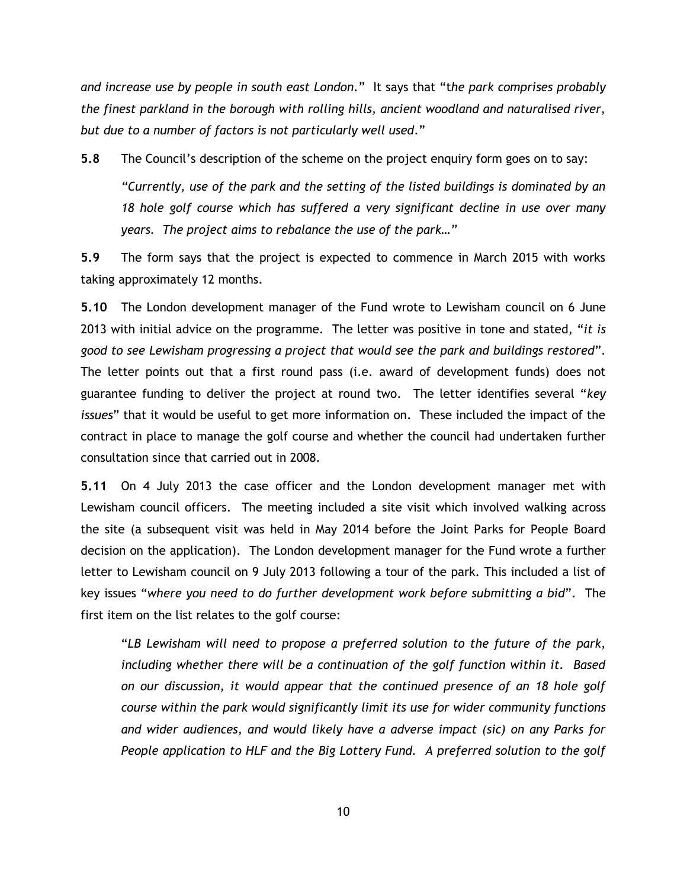*and increase use by people in south east London*." It says that "t*he park comprises probably the finest parkland in the borough with rolling hills, ancient woodland and naturalised river, but due to a number of factors is not particularly well used*."

**5.8** The Council's description of the scheme on the project enquiry form goes on to say:

> *"Currently, use of the park and the setting of the listed buildings is dominated by an 18 hole golf course which has suffered a very significant decline in use over many years. The project aims to rebalance the use of the park…"*

**5.9** The form says that the project is expected to commence in March 2015 with works taking approximately 12 months.

**5.10** The London development manager of the Fund wrote to Lewisham council on 6 June 2013 with initial advice on the programme. The letter was positive in tone and stated, "*it is good to see Lewisham progressing a project that would see the park and buildings restored*". The letter points out that a first round pass (i.e. award of development funds) does not guarantee funding to deliver the project at round two. The letter identifies several "*key issues*" that it would be useful to get more information on. These included the impact of the contract in place to manage the golf course and whether the council had undertaken further consultation since that carried out in 2008.

**5.11** On 4 July 2013 the case officer and the London development manager met with Lewisham council officers. The meeting included a site visit which involved walking across the site (a subsequent visit was held in May 2014 before the Joint Parks for People Board decision on the application). The London development manager for the Fund wrote a further letter to Lewisham council on 9 July 2013 following a tour of the park. This included a list of key issues "*where you need to do further development work before submitting a bid*". The first item on the list relates to the golf course:

> "*LB Lewisham will need to propose a preferred solution to the future of the park, including whether there will be a continuation of the golf function within it. Based on our discussion, it would appear that the continued presence of an 18 hole golf course within the park would significantly limit its use for wider community functions and wider audiences, and would likely have a adverse impact (sic) on any Parks for People application to HLF and the Big Lottery Fund. A preferred solution to the golf*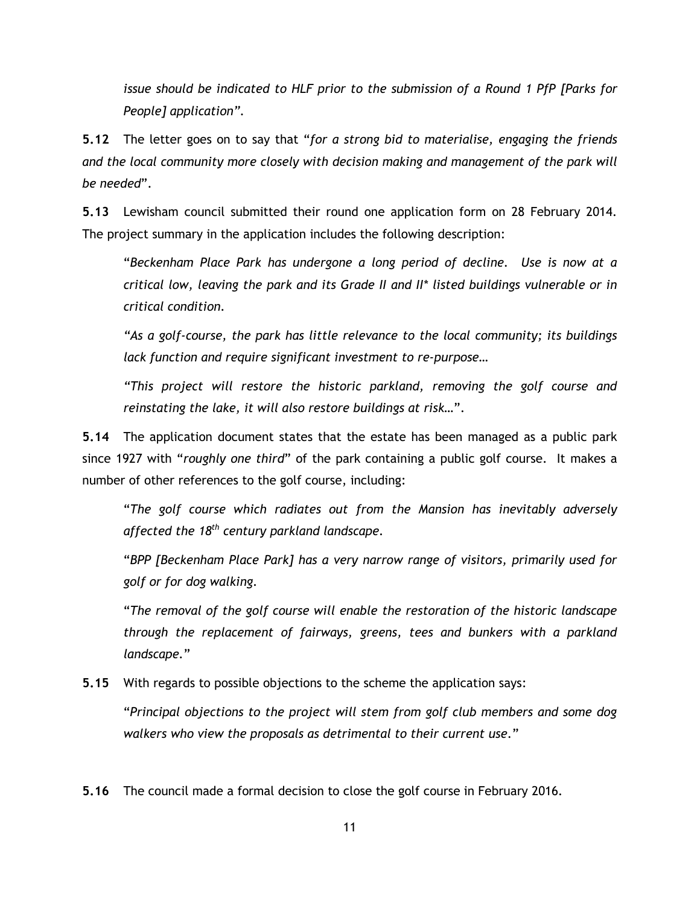*issue should be indicated to HLF prior to the submission of a Round 1 PfP [Parks for People] application".*

**5.12** The letter goes on to say that "*for a strong bid to materialise, engaging the friends and the local community more closely with decision making and management of the park will be needed*".

**5.13** Lewisham council submitted their round one application form on 28 February 2014. The project summary in the application includes the following description:

> "*Beckenham Place Park has undergone a long period of decline. Use is now at a critical low, leaving the park and its Grade II and II* listed buildings vulnerable or in critical condition.*
>
> *"As a golf-course, the park has little relevance to the local community; its buildings lack function and require significant investment to re-purpose…*
>
> *"This project will restore the historic parkland, removing the golf course and reinstating the lake, it will also restore buildings at risk…*".

**5.14** The application document states that the estate has been managed as a public park since 1927 with "*roughly one third*" of the park containing a public golf course. It makes a number of other references to the golf course, including:

> "*The golf course which radiates out from the Mansion has inevitably adversely affected the 18th century parkland landscape.*
>
> "*BPP [Beckenham Place Park] has a very narrow range of visitors, primarily used for golf or for dog walking.*
>
> "*The removal of the golf course will enable the restoration of the historic landscape through the replacement of fairways, greens, tees and bunkers with a parkland landscape.*"

**5.15** With regards to possible objections to the scheme the application says:

> "*Principal objections to the project will stem from golf club members and some dog walkers who view the proposals as detrimental to their current use.*"

**5.16** The council made a formal decision to close the golf course in February 2016.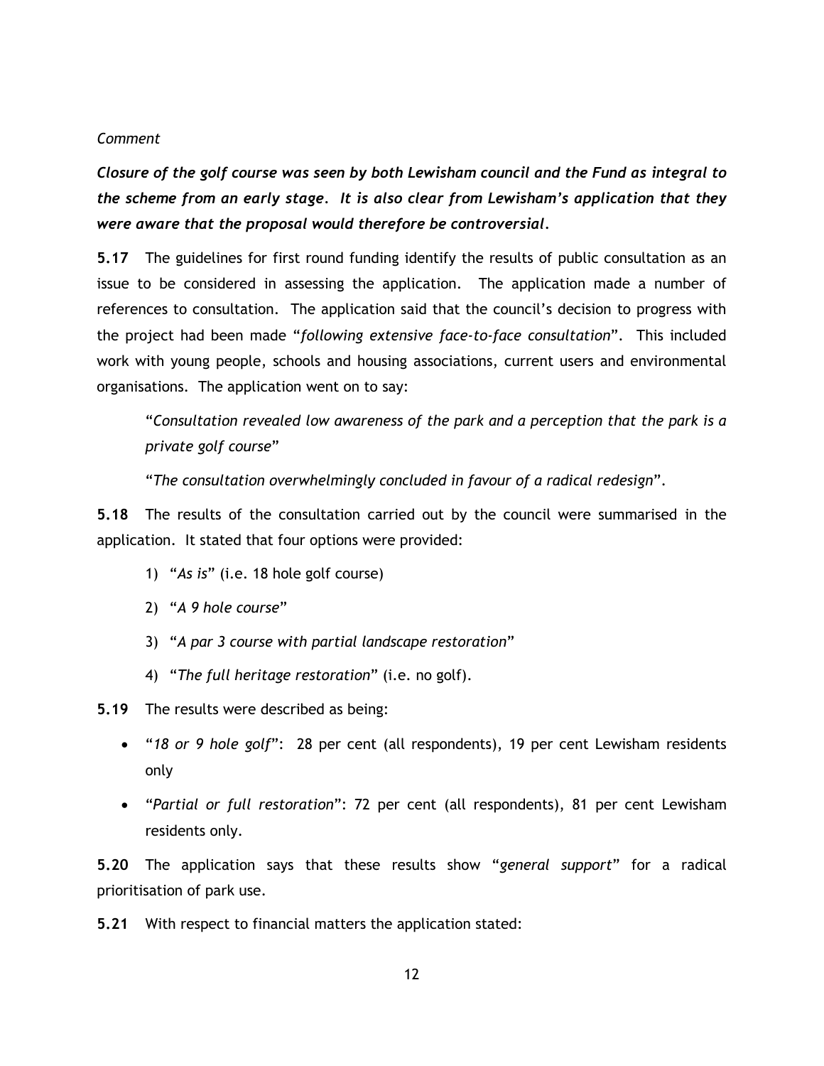*Comment*

***Closure of the golf course was seen by both Lewisham council and the Fund as integral to the scheme from an early stage. It is also clear from Lewisham's application that they were aware that the proposal would therefore be controversial.***

**5.17** The guidelines for first round funding identify the results of public consultation as an issue to be considered in assessing the application. The application made a number of references to consultation. The application said that the council's decision to progress with the project had been made "*following extensive face-to-face consultation*". This included work with young people, schools and housing associations, current users and environmental organisations. The application went on to say:

> "*Consultation revealed low awareness of the park and a perception that the park is a private golf course*"
>
> "*The consultation overwhelmingly concluded in favour of a radical redesign*".

**5.18** The results of the consultation carried out by the council were summarised in the application. It stated that four options were provided:

1) "*As is*" (i.e. 18 hole golf course)
2) "*A 9 hole course*"
3) "*A par 3 course with partial landscape restoration*"
4) "*The full heritage restoration*" (i.e. no golf).

**5.19** The results were described as being:

- "*18 or 9 hole golf*": 28 per cent (all respondents), 19 per cent Lewisham residents only
- "*Partial or full restoration*": 72 per cent (all respondents), 81 per cent Lewisham residents only.

**5.20** The application says that these results show "*general support*" for a radical prioritisation of park use.

**5.21** With respect to financial matters the application stated: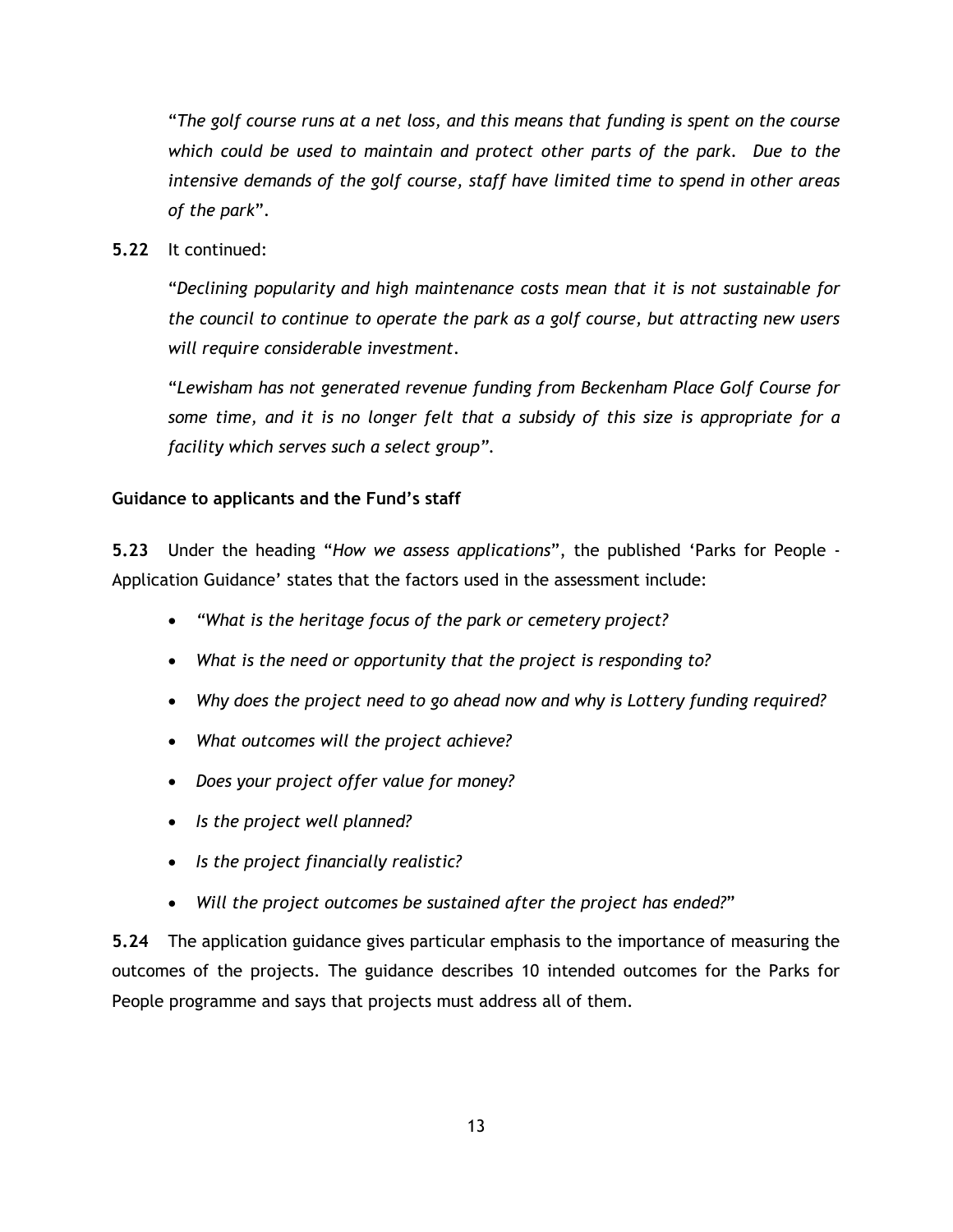"*The golf course runs at a net loss, and this means that funding is spent on the course which could be used to maintain and protect other parts of the park. Due to the intensive demands of the golf course, staff have limited time to spend in other areas of the park*".

**5.22** It continued:

"*Declining popularity and high maintenance costs mean that it is not sustainable for the council to continue to operate the park as a golf course, but attracting new users will require considerable investment.*

"*Lewisham has not generated revenue funding from Beckenham Place Golf Course for some time, and it is no longer felt that a subsidy of this size is appropriate for a facility which serves such a select group".*

**Guidance to applicants and the Fund's staff**

**5.23** Under the heading "*How we assess applications*", the published 'Parks for People - Application Guidance' states that the factors used in the assessment include:

- *"What is the heritage focus of the park or cemetery project?*
- *What is the need or opportunity that the project is responding to?*
- *Why does the project need to go ahead now and why is Lottery funding required?*
- *What outcomes will the project achieve?*
- *Does your project offer value for money?*
- *Is the project well planned?*
- *Is the project financially realistic?*
- *Will the project outcomes be sustained after the project has ended?*"

**5.24** The application guidance gives particular emphasis to the importance of measuring the outcomes of the projects. The guidance describes 10 intended outcomes for the Parks for People programme and says that projects must address all of them.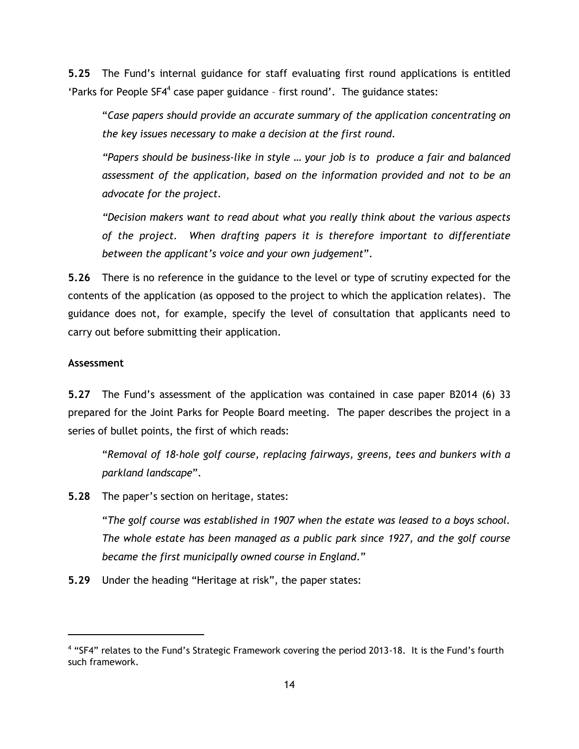**5.25** The Fund's internal guidance for staff evaluating first round applications is entitled 'Parks for People SF4[4] case paper guidance – first round'. The guidance states:

> "*Case papers should provide an accurate summary of the application concentrating on the key issues necessary to make a decision at the first round.*
>
> *"Papers should be business-like in style … your job is to produce a fair and balanced assessment of the application, based on the information provided and not to be an advocate for the project.*
>
> *"Decision makers want to read about what you really think about the various aspects of the project. When drafting papers it is therefore important to differentiate between the applicant's voice and your own judgement*".

**5.26** There is no reference in the guidance to the level or type of scrutiny expected for the contents of the application (as opposed to the project to which the application relates). The guidance does not, for example, specify the level of consultation that applicants need to carry out before submitting their application.

**Assessment**

**5.27** The Fund's assessment of the application was contained in case paper B2014 (6) 33 prepared for the Joint Parks for People Board meeting. The paper describes the project in a series of bullet points, the first of which reads:

> "*Removal of 18-hole golf course, replacing fairways, greens, tees and bunkers with a parkland landscape*".

**5.28** The paper's section on heritage, states:

> "*The golf course was established in 1907 when the estate was leased to a boys school. The whole estate has been managed as a public park since 1927, and the golf course became the first municipally owned course in England.*"

**5.29** Under the heading "Heritage at risk", the paper states:

---

[4] "SF4" relates to the Fund's Strategic Framework covering the period 2013-18. It is the Fund's fourth such framework.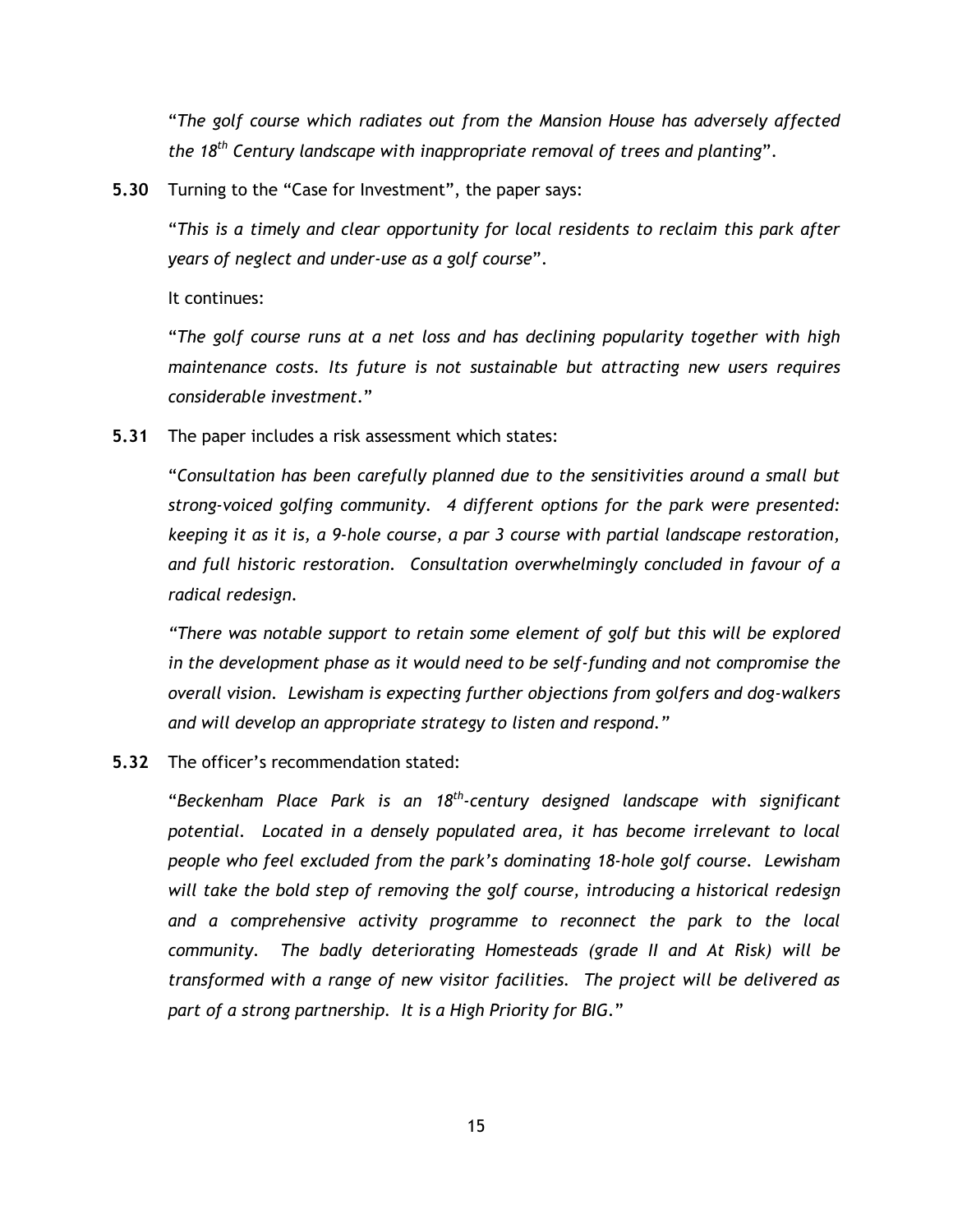"*The golf course which radiates out from the Mansion House has adversely affected the 18th Century landscape with inappropriate removal of trees and planting*".

**5.30** Turning to the "Case for Investment", the paper says:

"*This is a timely and clear opportunity for local residents to reclaim this park after years of neglect and under-use as a golf course*".

It continues:

"*The golf course runs at a net loss and has declining popularity together with high maintenance costs. Its future is not sustainable but attracting new users requires considerable investment.*"

**5.31** The paper includes a risk assessment which states:

"*Consultation has been carefully planned due to the sensitivities around a small but strong-voiced golfing community. 4 different options for the park were presented: keeping it as it is, a 9-hole course, a par 3 course with partial landscape restoration, and full historic restoration. Consultation overwhelmingly concluded in favour of a radical redesign.*

*"There was notable support to retain some element of golf but this will be explored in the development phase as it would need to be self-funding and not compromise the overall vision. Lewisham is expecting further objections from golfers and dog-walkers and will develop an appropriate strategy to listen and respond."*

**5.32** The officer's recommendation stated:

"*Beckenham Place Park is an 18th-century designed landscape with significant potential. Located in a densely populated area, it has become irrelevant to local people who feel excluded from the park's dominating 18-hole golf course. Lewisham will take the bold step of removing the golf course, introducing a historical redesign and a comprehensive activity programme to reconnect the park to the local community. The badly deteriorating Homesteads (grade II and At Risk) will be transformed with a range of new visitor facilities. The project will be delivered as part of a strong partnership. It is a High Priority for BIG.*"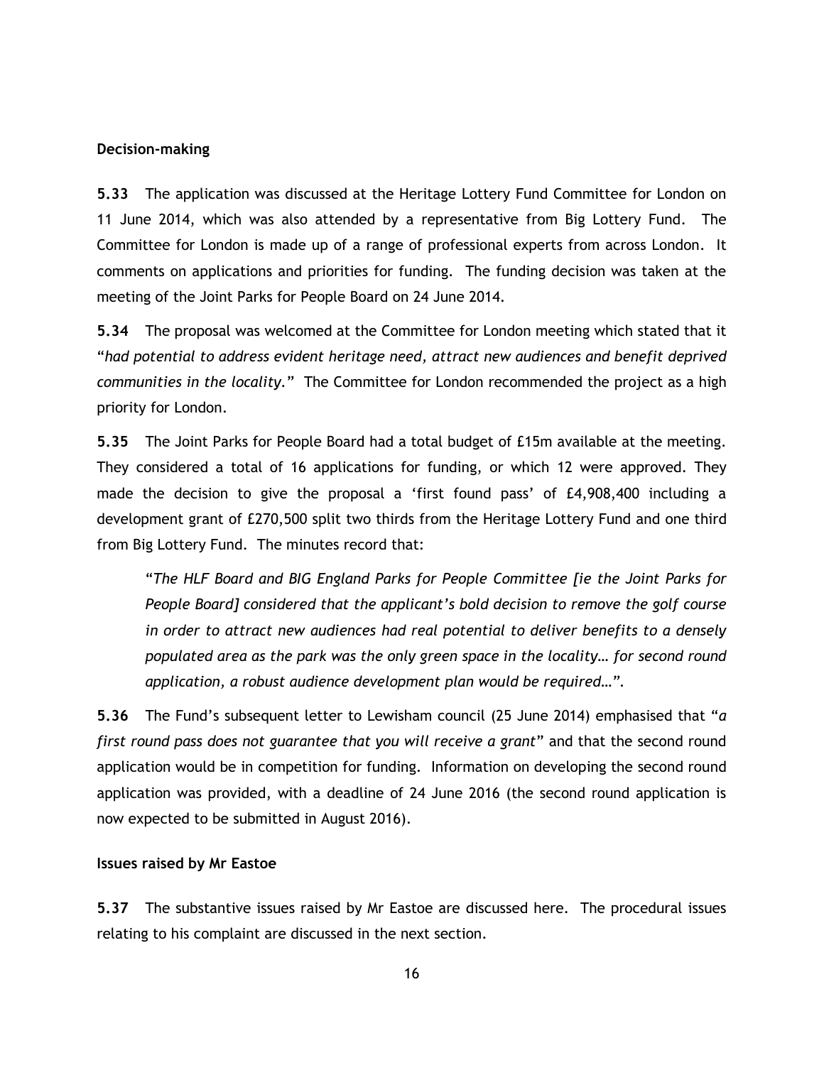**Decision-making**

**5.33** The application was discussed at the Heritage Lottery Fund Committee for London on 11 June 2014, which was also attended by a representative from Big Lottery Fund. The Committee for London is made up of a range of professional experts from across London. It comments on applications and priorities for funding. The funding decision was taken at the meeting of the Joint Parks for People Board on 24 June 2014.

**5.34** The proposal was welcomed at the Committee for London meeting which stated that it "*had potential to address evident heritage need, attract new audiences and benefit deprived communities in the locality.*" The Committee for London recommended the project as a high priority for London.

**5.35** The Joint Parks for People Board had a total budget of £15m available at the meeting. They considered a total of 16 applications for funding, or which 12 were approved. They made the decision to give the proposal a 'first found pass' of £4,908,400 including a development grant of £270,500 split two thirds from the Heritage Lottery Fund and one third from Big Lottery Fund. The minutes record that:

> "*The HLF Board and BIG England Parks for People Committee [ie the Joint Parks for People Board] considered that the applicant's bold decision to remove the golf course in order to attract new audiences had real potential to deliver benefits to a densely populated area as the park was the only green space in the locality… for second round application, a robust audience development plan would be required…*".

**5.36** The Fund's subsequent letter to Lewisham council (25 June 2014) emphasised that "*a first round pass does not guarantee that you will receive a grant*" and that the second round application would be in competition for funding. Information on developing the second round application was provided, with a deadline of 24 June 2016 (the second round application is now expected to be submitted in August 2016).

**Issues raised by Mr Eastoe**

**5.37** The substantive issues raised by Mr Eastoe are discussed here. The procedural issues relating to his complaint are discussed in the next section.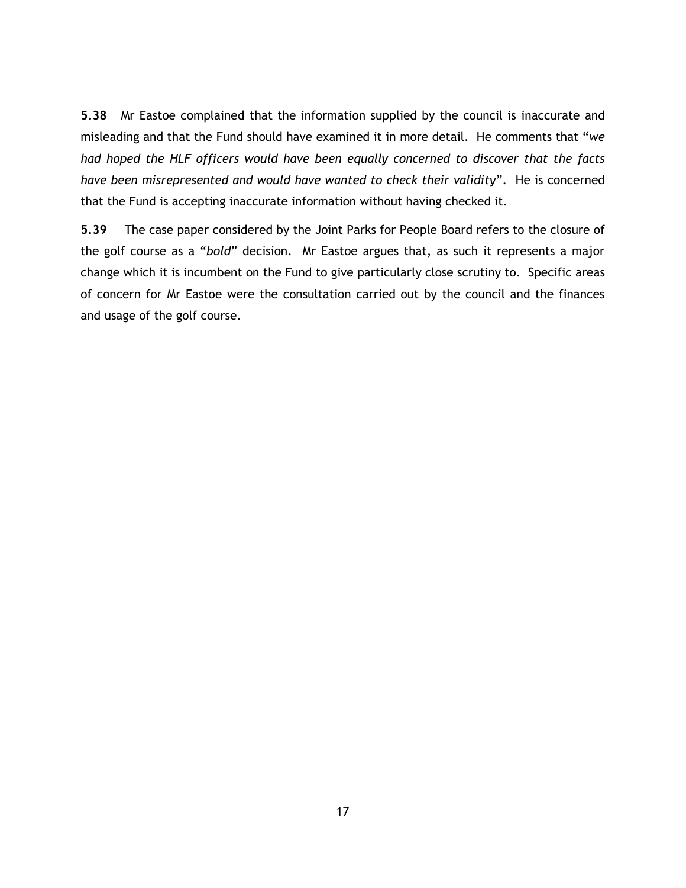**5.38** Mr Eastoe complained that the information supplied by the council is inaccurate and misleading and that the Fund should have examined it in more detail. He comments that "*we had hoped the HLF officers would have been equally concerned to discover that the facts have been misrepresented and would have wanted to check their validity*". He is concerned that the Fund is accepting inaccurate information without having checked it.

**5.39** The case paper considered by the Joint Parks for People Board refers to the closure of the golf course as a "*bold*" decision. Mr Eastoe argues that, as such it represents a major change which it is incumbent on the Fund to give particularly close scrutiny to. Specific areas of concern for Mr Eastoe were the consultation carried out by the council and the finances and usage of the golf course.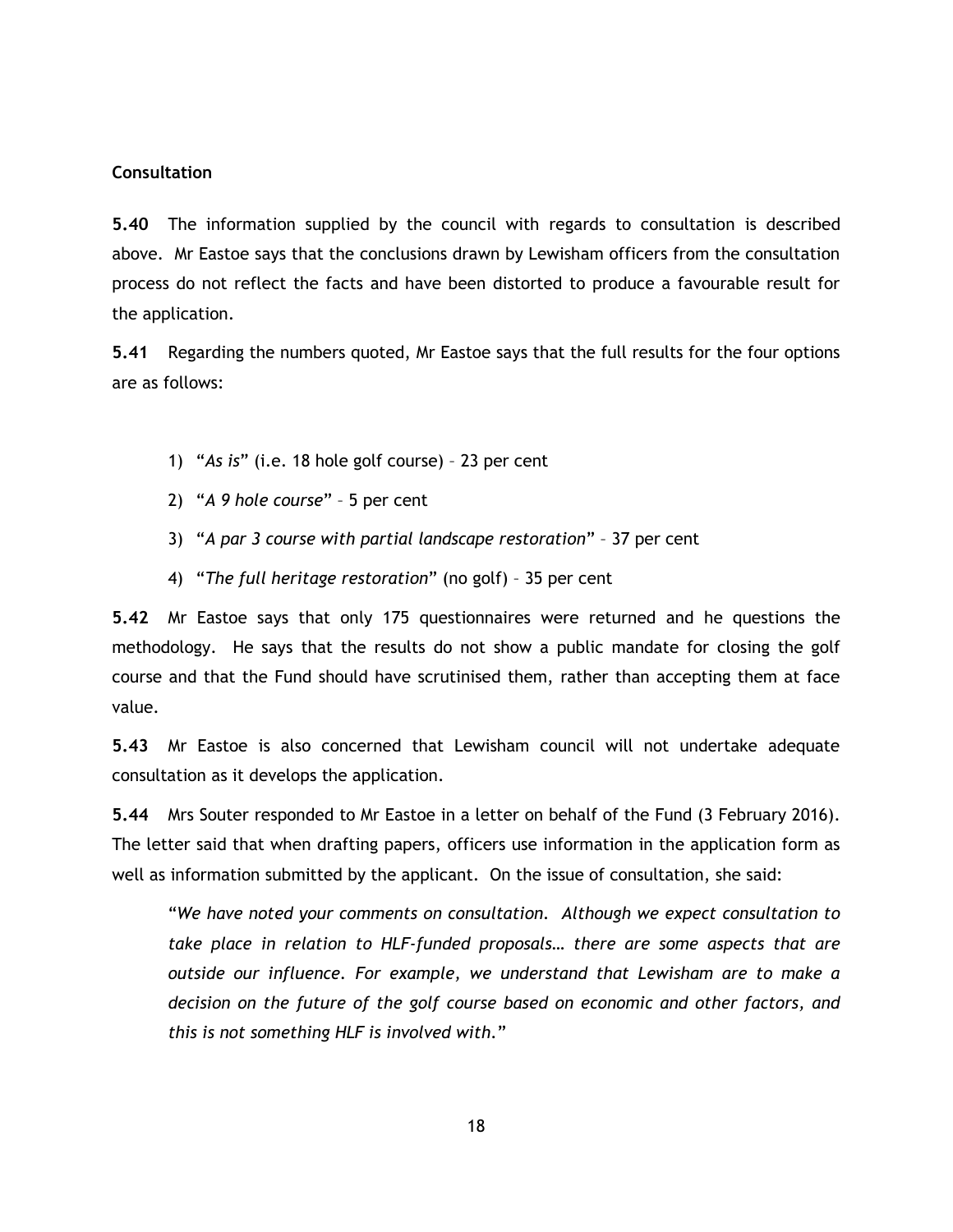## Consultation

**5.40** The information supplied by the council with regards to consultation is described above. Mr Eastoe says that the conclusions drawn by Lewisham officers from the consultation process do not reflect the facts and have been distorted to produce a favourable result for the application.

**5.41** Regarding the numbers quoted, Mr Eastoe says that the full results for the four options are as follows:

1) "*As is*" (i.e. 18 hole golf course) – 23 per cent
2) "*A 9 hole course*" – 5 per cent
3) "*A par 3 course with partial landscape restoration*" – 37 per cent
4) "*The full heritage restoration*" (no golf) – 35 per cent

**5.42** Mr Eastoe says that only 175 questionnaires were returned and he questions the methodology. He says that the results do not show a public mandate for closing the golf course and that the Fund should have scrutinised them, rather than accepting them at face value.

**5.43** Mr Eastoe is also concerned that Lewisham council will not undertake adequate consultation as it develops the application.

**5.44** Mrs Souter responded to Mr Eastoe in a letter on behalf of the Fund (3 February 2016). The letter said that when drafting papers, officers use information in the application form as well as information submitted by the applicant. On the issue of consultation, she said:

> "*We have noted your comments on consultation. Although we expect consultation to take place in relation to HLF-funded proposals… there are some aspects that are outside our influence. For example, we understand that Lewisham are to make a decision on the future of the golf course based on economic and other factors, and this is not something HLF is involved with.*"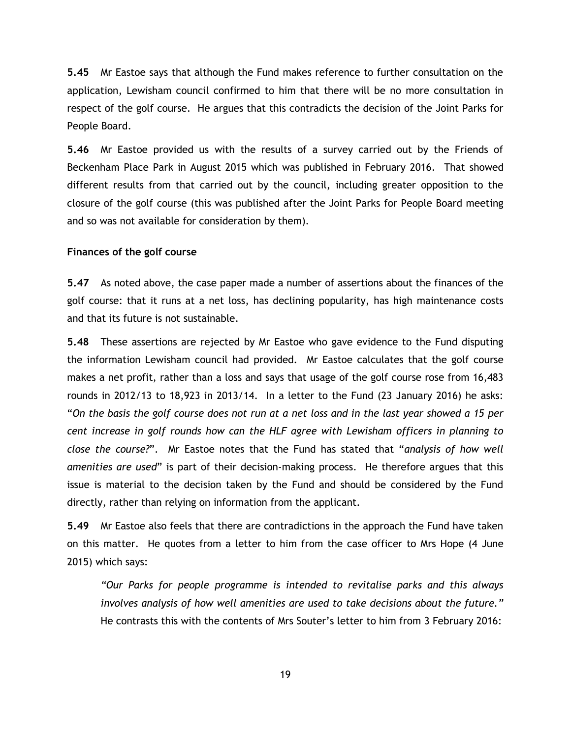**5.45** Mr Eastoe says that although the Fund makes reference to further consultation on the application, Lewisham council confirmed to him that there will be no more consultation in respect of the golf course. He argues that this contradicts the decision of the Joint Parks for People Board.

**5.46** Mr Eastoe provided us with the results of a survey carried out by the Friends of Beckenham Place Park in August 2015 which was published in February 2016. That showed different results from that carried out by the council, including greater opposition to the closure of the golf course (this was published after the Joint Parks for People Board meeting and so was not available for consideration by them).

**Finances of the golf course**

**5.47** As noted above, the case paper made a number of assertions about the finances of the golf course: that it runs at a net loss, has declining popularity, has high maintenance costs and that its future is not sustainable.

**5.48** These assertions are rejected by Mr Eastoe who gave evidence to the Fund disputing the information Lewisham council had provided. Mr Eastoe calculates that the golf course makes a net profit, rather than a loss and says that usage of the golf course rose from 16,483 rounds in 2012/13 to 18,923 in 2013/14. In a letter to the Fund (23 January 2016) he asks: "*On the basis the golf course does not run at a net loss and in the last year showed a 15 per cent increase in golf rounds how can the HLF agree with Lewisham officers in planning to close the course?*". Mr Eastoe notes that the Fund has stated that "*analysis of how well amenities are used*" is part of their decision-making process. He therefore argues that this issue is material to the decision taken by the Fund and should be considered by the Fund directly, rather than relying on information from the applicant.

**5.49** Mr Eastoe also feels that there are contradictions in the approach the Fund have taken on this matter. He quotes from a letter to him from the case officer to Mrs Hope (4 June 2015) which says:

> *"Our Parks for people programme is intended to revitalise parks and this always involves analysis of how well amenities are used to take decisions about the future."*

He contrasts this with the contents of Mrs Souter's letter to him from 3 February 2016: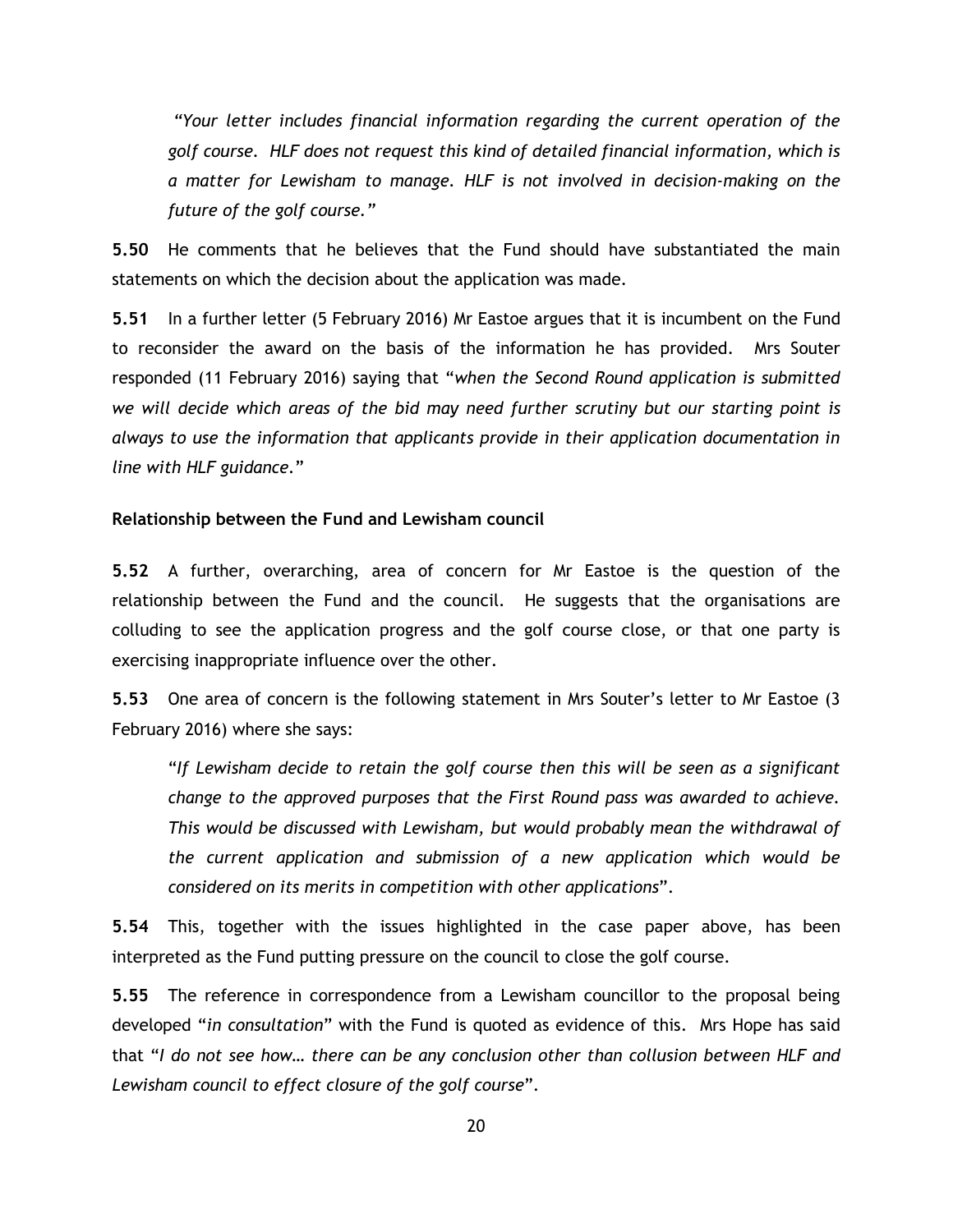*"Your letter includes financial information regarding the current operation of the golf course. HLF does not request this kind of detailed financial information, which is a matter for Lewisham to manage. HLF is not involved in decision-making on the future of the golf course."*

**5.50** He comments that he believes that the Fund should have substantiated the main statements on which the decision about the application was made.

**5.51** In a further letter (5 February 2016) Mr Eastoe argues that it is incumbent on the Fund to reconsider the award on the basis of the information he has provided. Mrs Souter responded (11 February 2016) saying that "*when the Second Round application is submitted we will decide which areas of the bid may need further scrutiny but our starting point is always to use the information that applicants provide in their application documentation in line with HLF guidance.*"

**Relationship between the Fund and Lewisham council**

**5.52** A further, overarching, area of concern for Mr Eastoe is the question of the relationship between the Fund and the council. He suggests that the organisations are colluding to see the application progress and the golf course close, or that one party is exercising inappropriate influence over the other.

**5.53** One area of concern is the following statement in Mrs Souter's letter to Mr Eastoe (3 February 2016) where she says:

"*If Lewisham decide to retain the golf course then this will be seen as a significant change to the approved purposes that the First Round pass was awarded to achieve. This would be discussed with Lewisham, but would probably mean the withdrawal of the current application and submission of a new application which would be considered on its merits in competition with other applications*".

**5.54** This, together with the issues highlighted in the case paper above, has been interpreted as the Fund putting pressure on the council to close the golf course.

**5.55** The reference in correspondence from a Lewisham councillor to the proposal being developed "*in consultation*" with the Fund is quoted as evidence of this. Mrs Hope has said that "*I do not see how… there can be any conclusion other than collusion between HLF and Lewisham council to effect closure of the golf course*".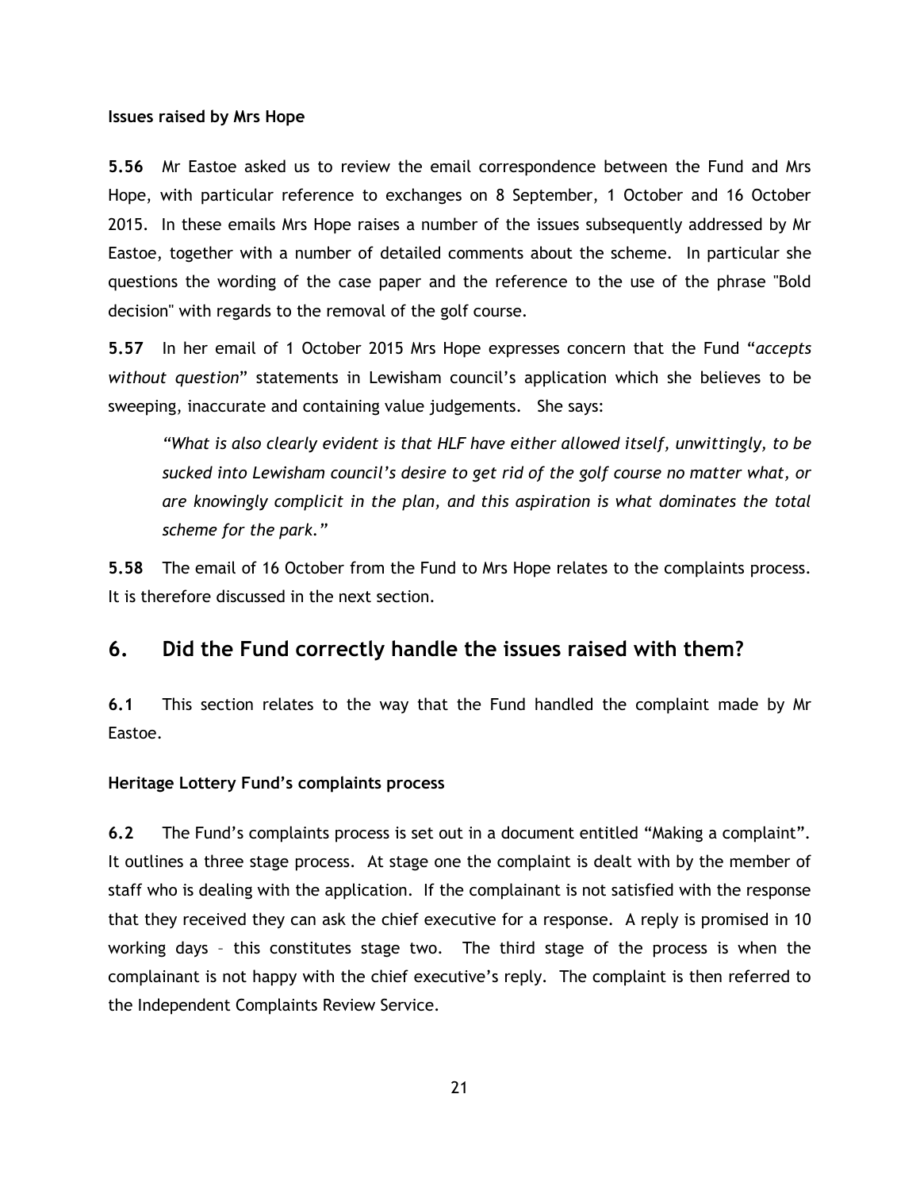**Issues raised by Mrs Hope**

**5.56** Mr Eastoe asked us to review the email correspondence between the Fund and Mrs Hope, with particular reference to exchanges on 8 September, 1 October and 16 October 2015. In these emails Mrs Hope raises a number of the issues subsequently addressed by Mr Eastoe, together with a number of detailed comments about the scheme. In particular she questions the wording of the case paper and the reference to the use of the phrase "Bold decision" with regards to the removal of the golf course.

**5.57** In her email of 1 October 2015 Mrs Hope expresses concern that the Fund "*accepts without question*" statements in Lewisham council's application which she believes to be sweeping, inaccurate and containing value judgements. She says:

> *"What is also clearly evident is that HLF have either allowed itself, unwittingly, to be sucked into Lewisham council's desire to get rid of the golf course no matter what, or are knowingly complicit in the plan, and this aspiration is what dominates the total scheme for the park."*

**5.58** The email of 16 October from the Fund to Mrs Hope relates to the complaints process. It is therefore discussed in the next section.

## 6. Did the Fund correctly handle the issues raised with them?

**6.1** This section relates to the way that the Fund handled the complaint made by Mr Eastoe.

**Heritage Lottery Fund's complaints process**

**6.2** The Fund's complaints process is set out in a document entitled "Making a complaint". It outlines a three stage process. At stage one the complaint is dealt with by the member of staff who is dealing with the application. If the complainant is not satisfied with the response that they received they can ask the chief executive for a response. A reply is promised in 10 working days – this constitutes stage two. The third stage of the process is when the complainant is not happy with the chief executive's reply. The complaint is then referred to the Independent Complaints Review Service.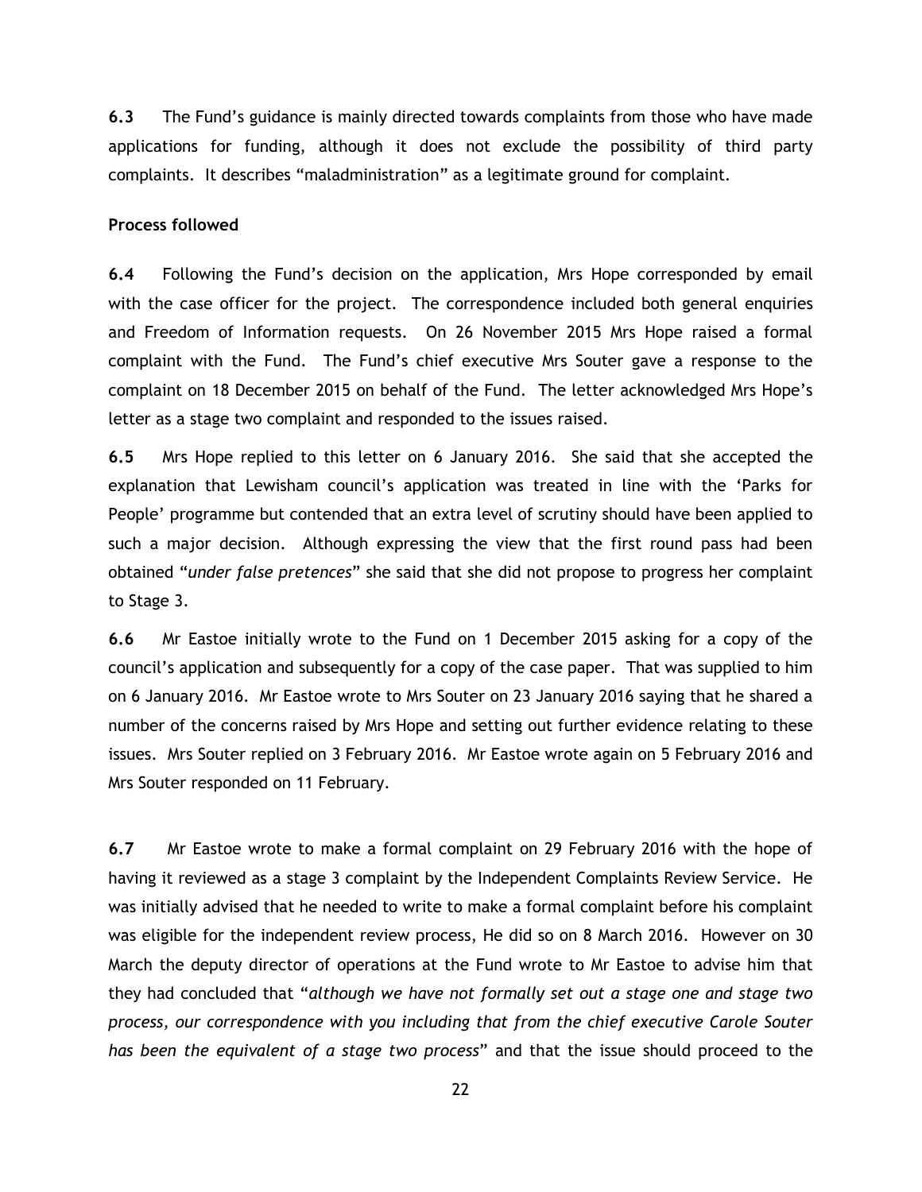**6.3** The Fund's guidance is mainly directed towards complaints from those who have made applications for funding, although it does not exclude the possibility of third party complaints. It describes "maladministration" as a legitimate ground for complaint.

**Process followed**

**6.4** Following the Fund's decision on the application, Mrs Hope corresponded by email with the case officer for the project. The correspondence included both general enquiries and Freedom of Information requests. On 26 November 2015 Mrs Hope raised a formal complaint with the Fund. The Fund's chief executive Mrs Souter gave a response to the complaint on 18 December 2015 on behalf of the Fund. The letter acknowledged Mrs Hope's letter as a stage two complaint and responded to the issues raised.

**6.5** Mrs Hope replied to this letter on 6 January 2016. She said that she accepted the explanation that Lewisham council's application was treated in line with the 'Parks for People' programme but contended that an extra level of scrutiny should have been applied to such a major decision. Although expressing the view that the first round pass had been obtained "*under false pretences*" she said that she did not propose to progress her complaint to Stage 3.

**6.6** Mr Eastoe initially wrote to the Fund on 1 December 2015 asking for a copy of the council's application and subsequently for a copy of the case paper. That was supplied to him on 6 January 2016. Mr Eastoe wrote to Mrs Souter on 23 January 2016 saying that he shared a number of the concerns raised by Mrs Hope and setting out further evidence relating to these issues. Mrs Souter replied on 3 February 2016. Mr Eastoe wrote again on 5 February 2016 and Mrs Souter responded on 11 February.

**6.7** Mr Eastoe wrote to make a formal complaint on 29 February 2016 with the hope of having it reviewed as a stage 3 complaint by the Independent Complaints Review Service. He was initially advised that he needed to write to make a formal complaint before his complaint was eligible for the independent review process, He did so on 8 March 2016. However on 30 March the deputy director of operations at the Fund wrote to Mr Eastoe to advise him that they had concluded that "*although we have not formally set out a stage one and stage two process, our correspondence with you including that from the chief executive Carole Souter has been the equivalent of a stage two process*" and that the issue should proceed to the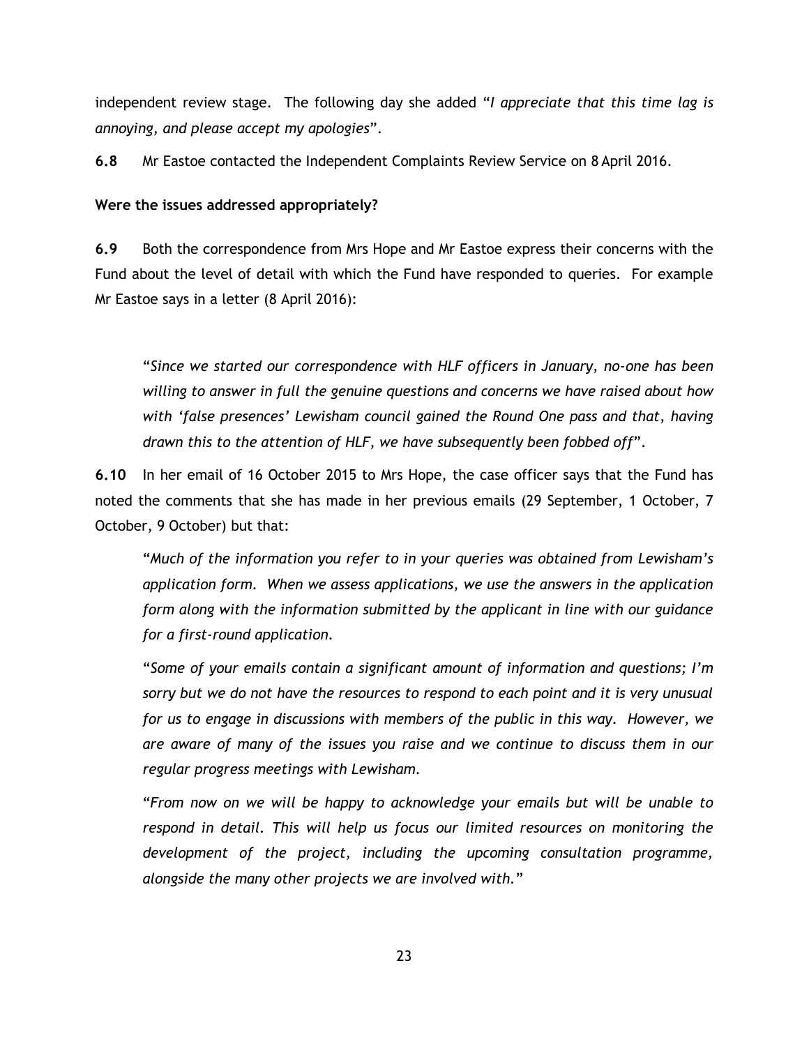independent review stage. The following day she added "*I appreciate that this time lag is annoying, and please accept my apologies*".

**6.8** Mr Eastoe contacted the Independent Complaints Review Service on 8 April 2016.

**Were the issues addressed appropriately?**

**6.9** Both the correspondence from Mrs Hope and Mr Eastoe express their concerns with the Fund about the level of detail with which the Fund have responded to queries. For example Mr Eastoe says in a letter (8 April 2016):

> "*Since we started our correspondence with HLF officers in January, no-one has been willing to answer in full the genuine questions and concerns we have raised about how with 'false presences' Lewisham council gained the Round One pass and that, having drawn this to the attention of HLF, we have subsequently been fobbed off*".

**6.10** In her email of 16 October 2015 to Mrs Hope, the case officer says that the Fund has noted the comments that she has made in her previous emails (29 September, 1 October, 7 October, 9 October) but that:

> "*Much of the information you refer to in your queries was obtained from Lewisham's application form. When we assess applications, we use the answers in the application form along with the information submitted by the applicant in line with our guidance for a first-round application.*
>
> "*Some of your emails contain a significant amount of information and questions; I'm sorry but we do not have the resources to respond to each point and it is very unusual for us to engage in discussions with members of the public in this way. However, we are aware of many of the issues you raise and we continue to discuss them in our regular progress meetings with Lewisham.*
>
> "*From now on we will be happy to acknowledge your emails but will be unable to respond in detail. This will help us focus our limited resources on monitoring the development of the project, including the upcoming consultation programme, alongside the many other projects we are involved with.*"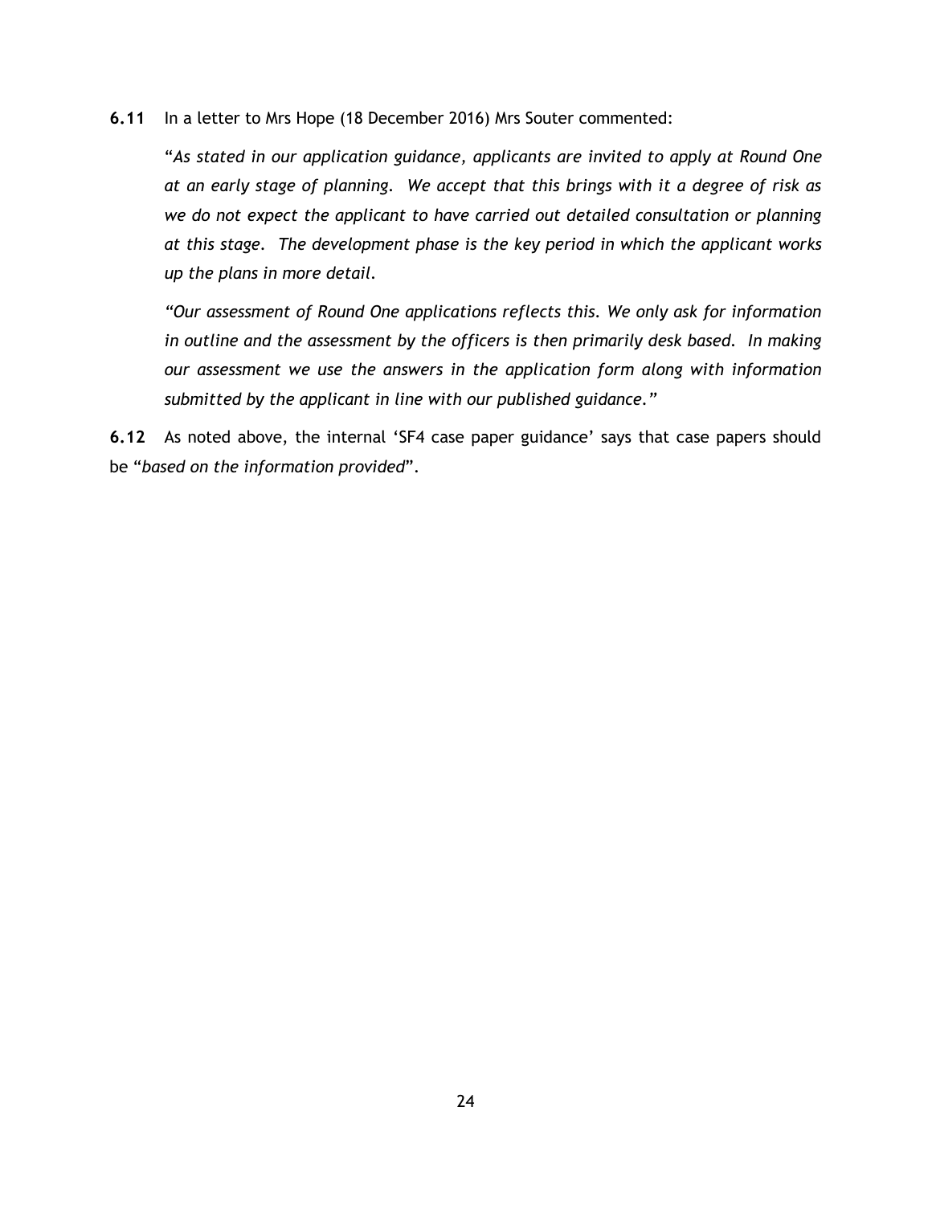**6.11** In a letter to Mrs Hope (18 December 2016) Mrs Souter commented:

"*As stated in our application guidance, applicants are invited to apply at Round One at an early stage of planning. We accept that this brings with it a degree of risk as we do not expect the applicant to have carried out detailed consultation or planning at this stage. The development phase is the key period in which the applicant works up the plans in more detail.*

*"Our assessment of Round One applications reflects this. We only ask for information in outline and the assessment by the officers is then primarily desk based. In making our assessment we use the answers in the application form along with information submitted by the applicant in line with our published guidance."*

**6.12** As noted above, the internal 'SF4 case paper guidance' says that case papers should be "*based on the information provided*".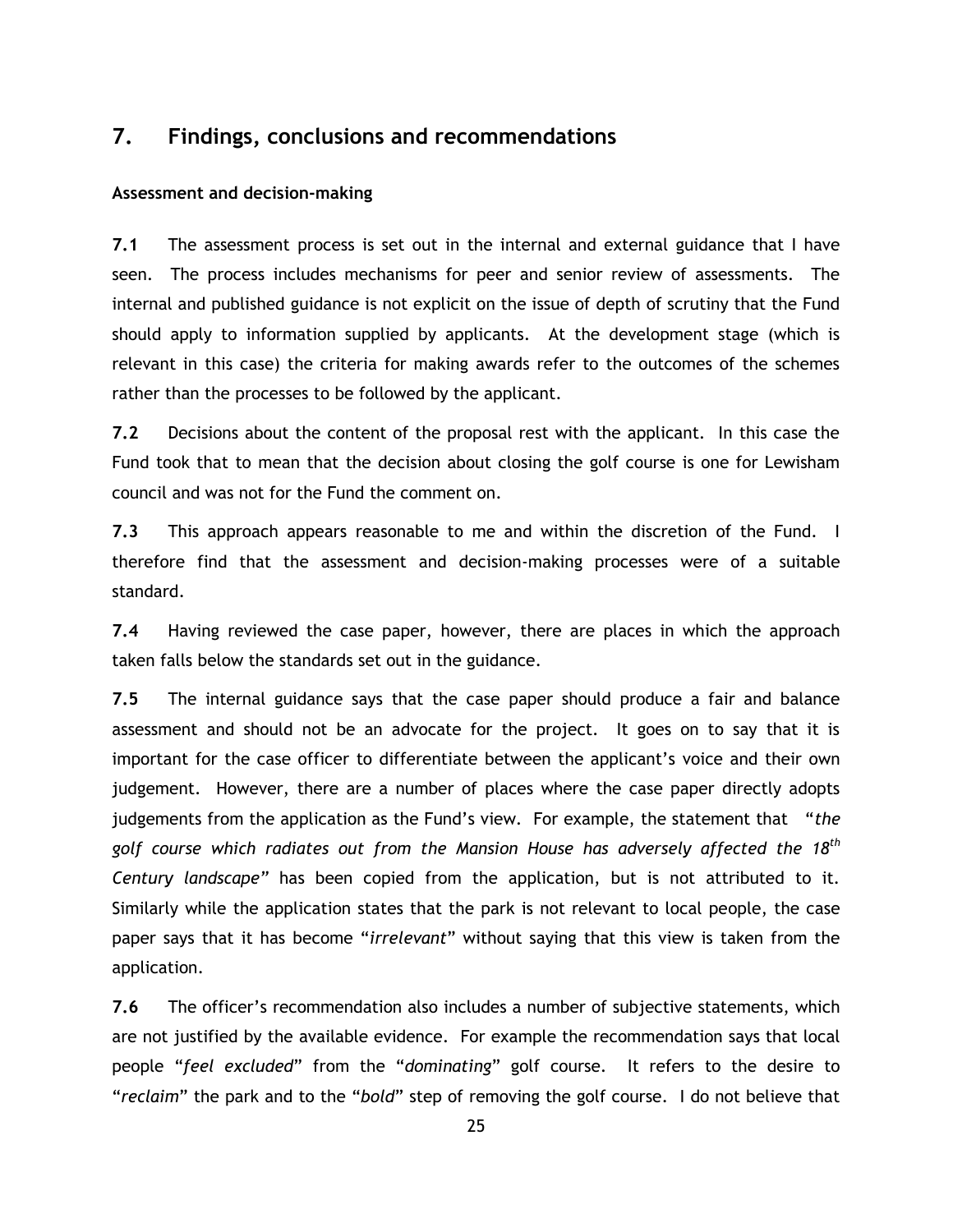## 7. Findings, conclusions and recommendations

**Assessment and decision-making**

**7.1** The assessment process is set out in the internal and external guidance that I have seen. The process includes mechanisms for peer and senior review of assessments. The internal and published guidance is not explicit on the issue of depth of scrutiny that the Fund should apply to information supplied by applicants. At the development stage (which is relevant in this case) the criteria for making awards refer to the outcomes of the schemes rather than the processes to be followed by the applicant.

**7.2** Decisions about the content of the proposal rest with the applicant. In this case the Fund took that to mean that the decision about closing the golf course is one for Lewisham council and was not for the Fund the comment on.

**7.3** This approach appears reasonable to me and within the discretion of the Fund. I therefore find that the assessment and decision-making processes were of a suitable standard.

**7.4** Having reviewed the case paper, however, there are places in which the approach taken falls below the standards set out in the guidance.

**7.5** The internal guidance says that the case paper should produce a fair and balance assessment and should not be an advocate for the project. It goes on to say that it is important for the case officer to differentiate between the applicant's voice and their own judgement. However, there are a number of places where the case paper directly adopts judgements from the application as the Fund's view. For example, the statement that "*the golf course which radiates out from the Mansion House has adversely affected the 18th Century landscape*" has been copied from the application, but is not attributed to it. Similarly while the application states that the park is not relevant to local people, the case paper says that it has become "*irrelevant*" without saying that this view is taken from the application.

**7.6** The officer's recommendation also includes a number of subjective statements, which are not justified by the available evidence. For example the recommendation says that local people "*feel excluded*" from the "*dominating*" golf course. It refers to the desire to "*reclaim*" the park and to the "*bold*" step of removing the golf course. I do not believe that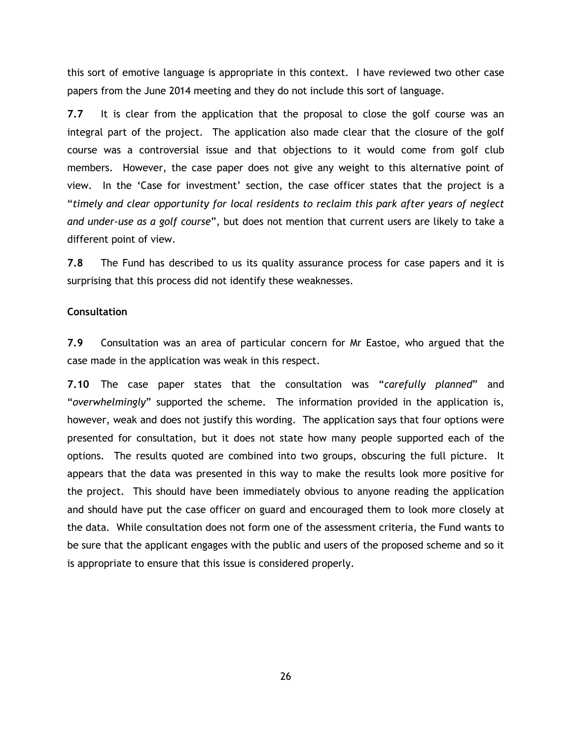this sort of emotive language is appropriate in this context. I have reviewed two other case papers from the June 2014 meeting and they do not include this sort of language.

**7.7** It is clear from the application that the proposal to close the golf course was an integral part of the project. The application also made clear that the closure of the golf course was a controversial issue and that objections to it would come from golf club members. However, the case paper does not give any weight to this alternative point of view. In the 'Case for investment' section, the case officer states that the project is a "*timely and clear opportunity for local residents to reclaim this park after years of neglect and under-use as a golf course*", but does not mention that current users are likely to take a different point of view.

**7.8** The Fund has described to us its quality assurance process for case papers and it is surprising that this process did not identify these weaknesses.

**Consultation**

**7.9** Consultation was an area of particular concern for Mr Eastoe, who argued that the case made in the application was weak in this respect.

**7.10** The case paper states that the consultation was "*carefully planned*" and "*overwhelmingly*" supported the scheme. The information provided in the application is, however, weak and does not justify this wording. The application says that four options were presented for consultation, but it does not state how many people supported each of the options. The results quoted are combined into two groups, obscuring the full picture. It appears that the data was presented in this way to make the results look more positive for the project. This should have been immediately obvious to anyone reading the application and should have put the case officer on guard and encouraged them to look more closely at the data. While consultation does not form one of the assessment criteria, the Fund wants to be sure that the applicant engages with the public and users of the proposed scheme and so it is appropriate to ensure that this issue is considered properly.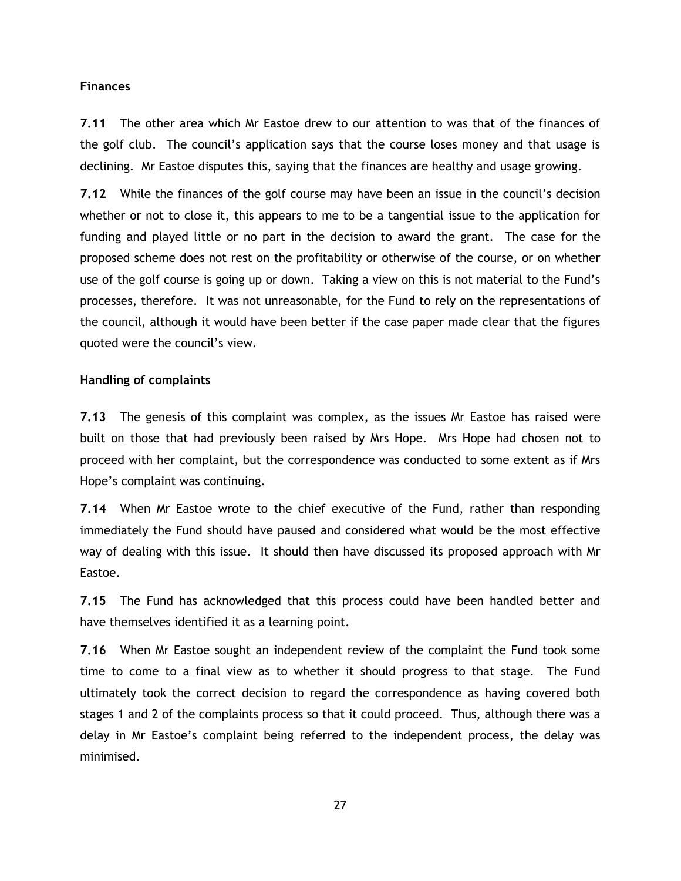### Finances

**7.11** The other area which Mr Eastoe drew to our attention to was that of the finances of the golf club. The council's application says that the course loses money and that usage is declining. Mr Eastoe disputes this, saying that the finances are healthy and usage growing.

**7.12** While the finances of the golf course may have been an issue in the council's decision whether or not to close it, this appears to me to be a tangential issue to the application for funding and played little or no part in the decision to award the grant. The case for the proposed scheme does not rest on the profitability or otherwise of the course, or on whether use of the golf course is going up or down. Taking a view on this is not material to the Fund's processes, therefore. It was not unreasonable, for the Fund to rely on the representations of the council, although it would have been better if the case paper made clear that the figures quoted were the council's view.

### Handling of complaints

**7.13** The genesis of this complaint was complex, as the issues Mr Eastoe has raised were built on those that had previously been raised by Mrs Hope. Mrs Hope had chosen not to proceed with her complaint, but the correspondence was conducted to some extent as if Mrs Hope's complaint was continuing.

**7.14** When Mr Eastoe wrote to the chief executive of the Fund, rather than responding immediately the Fund should have paused and considered what would be the most effective way of dealing with this issue. It should then have discussed its proposed approach with Mr Eastoe.

**7.15** The Fund has acknowledged that this process could have been handled better and have themselves identified it as a learning point.

**7.16** When Mr Eastoe sought an independent review of the complaint the Fund took some time to come to a final view as to whether it should progress to that stage. The Fund ultimately took the correct decision to regard the correspondence as having covered both stages 1 and 2 of the complaints process so that it could proceed. Thus, although there was a delay in Mr Eastoe's complaint being referred to the independent process, the delay was minimised.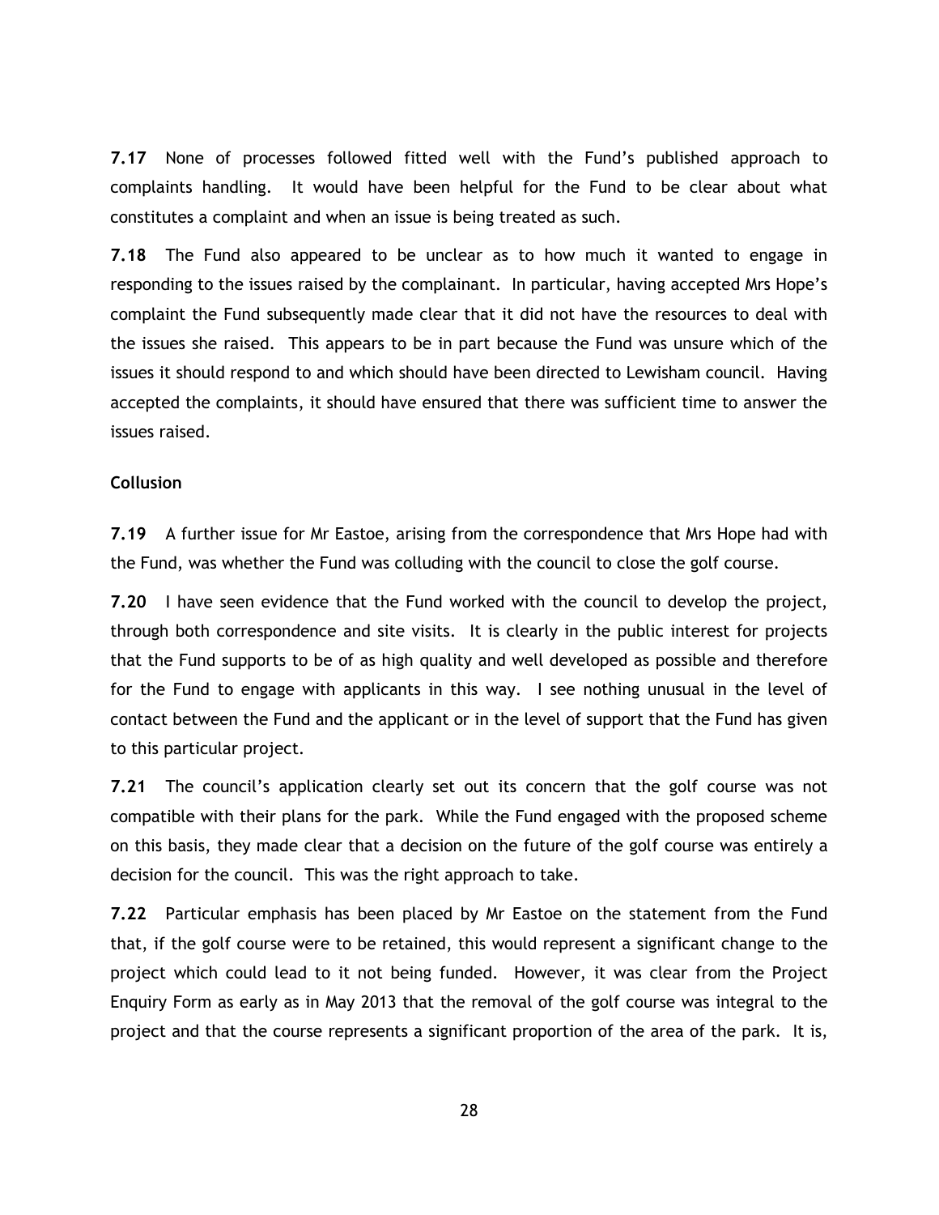**7.17** None of processes followed fitted well with the Fund's published approach to complaints handling. It would have been helpful for the Fund to be clear about what constitutes a complaint and when an issue is being treated as such.

**7.18** The Fund also appeared to be unclear as to how much it wanted to engage in responding to the issues raised by the complainant. In particular, having accepted Mrs Hope's complaint the Fund subsequently made clear that it did not have the resources to deal with the issues she raised. This appears to be in part because the Fund was unsure which of the issues it should respond to and which should have been directed to Lewisham council. Having accepted the complaints, it should have ensured that there was sufficient time to answer the issues raised.

**Collusion**

**7.19** A further issue for Mr Eastoe, arising from the correspondence that Mrs Hope had with the Fund, was whether the Fund was colluding with the council to close the golf course.

**7.20** I have seen evidence that the Fund worked with the council to develop the project, through both correspondence and site visits. It is clearly in the public interest for projects that the Fund supports to be of as high quality and well developed as possible and therefore for the Fund to engage with applicants in this way. I see nothing unusual in the level of contact between the Fund and the applicant or in the level of support that the Fund has given to this particular project.

**7.21** The council's application clearly set out its concern that the golf course was not compatible with their plans for the park. While the Fund engaged with the proposed scheme on this basis, they made clear that a decision on the future of the golf course was entirely a decision for the council. This was the right approach to take.

**7.22** Particular emphasis has been placed by Mr Eastoe on the statement from the Fund that, if the golf course were to be retained, this would represent a significant change to the project which could lead to it not being funded. However, it was clear from the Project Enquiry Form as early as in May 2013 that the removal of the golf course was integral to the project and that the course represents a significant proportion of the area of the park. It is,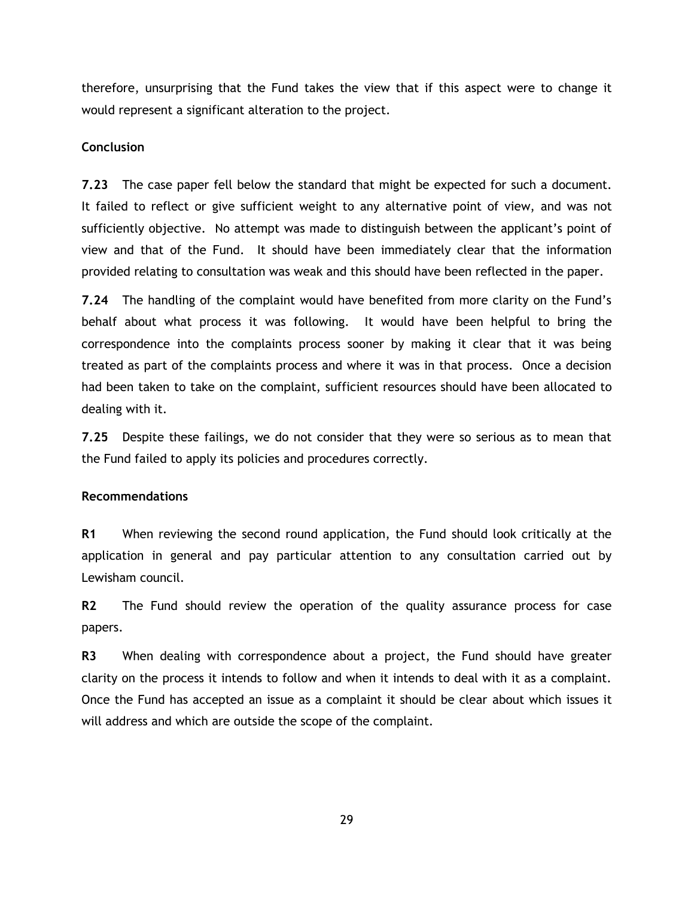therefore, unsurprising that the Fund takes the view that if this aspect were to change it would represent a significant alteration to the project.

**Conclusion**

**7.23** The case paper fell below the standard that might be expected for such a document. It failed to reflect or give sufficient weight to any alternative point of view, and was not sufficiently objective. No attempt was made to distinguish between the applicant's point of view and that of the Fund. It should have been immediately clear that the information provided relating to consultation was weak and this should have been reflected in the paper.

**7.24** The handling of the complaint would have benefited from more clarity on the Fund's behalf about what process it was following. It would have been helpful to bring the correspondence into the complaints process sooner by making it clear that it was being treated as part of the complaints process and where it was in that process. Once a decision had been taken to take on the complaint, sufficient resources should have been allocated to dealing with it.

**7.25** Despite these failings, we do not consider that they were so serious as to mean that the Fund failed to apply its policies and procedures correctly.

**Recommendations**

**R1** When reviewing the second round application, the Fund should look critically at the application in general and pay particular attention to any consultation carried out by Lewisham council.

**R2** The Fund should review the operation of the quality assurance process for case papers.

**R3** When dealing with correspondence about a project, the Fund should have greater clarity on the process it intends to follow and when it intends to deal with it as a complaint. Once the Fund has accepted an issue as a complaint it should be clear about which issues it will address and which are outside the scope of the complaint.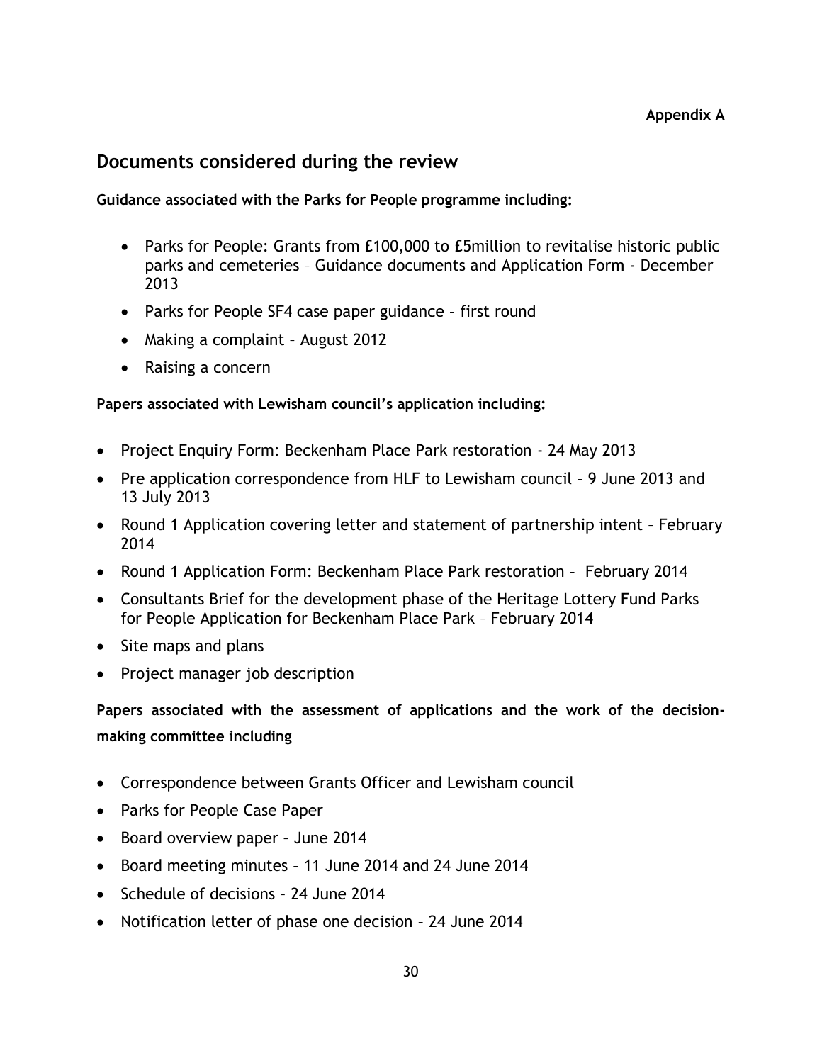**Appendix A**

## Documents considered during the review

**Guidance associated with the Parks for People programme including:**

- Parks for People: Grants from £100,000 to £5million to revitalise historic public parks and cemeteries – Guidance documents and Application Form - December 2013
- Parks for People SF4 case paper guidance – first round
- Making a complaint – August 2012
- Raising a concern

**Papers associated with Lewisham council's application including:**

- Project Enquiry Form: Beckenham Place Park restoration - 24 May 2013
- Pre application correspondence from HLF to Lewisham council – 9 June 2013 and 13 July 2013
- Round 1 Application covering letter and statement of partnership intent – February 2014
- Round 1 Application Form: Beckenham Place Park restoration – February 2014
- Consultants Brief for the development phase of the Heritage Lottery Fund Parks for People Application for Beckenham Place Park – February 2014
- Site maps and plans
- Project manager job description

**Papers associated with the assessment of applications and the work of the decision-making committee including**

- Correspondence between Grants Officer and Lewisham council
- Parks for People Case Paper
- Board overview paper – June 2014
- Board meeting minutes – 11 June 2014 and 24 June 2014
- Schedule of decisions – 24 June 2014
- Notification letter of phase one decision – 24 June 2014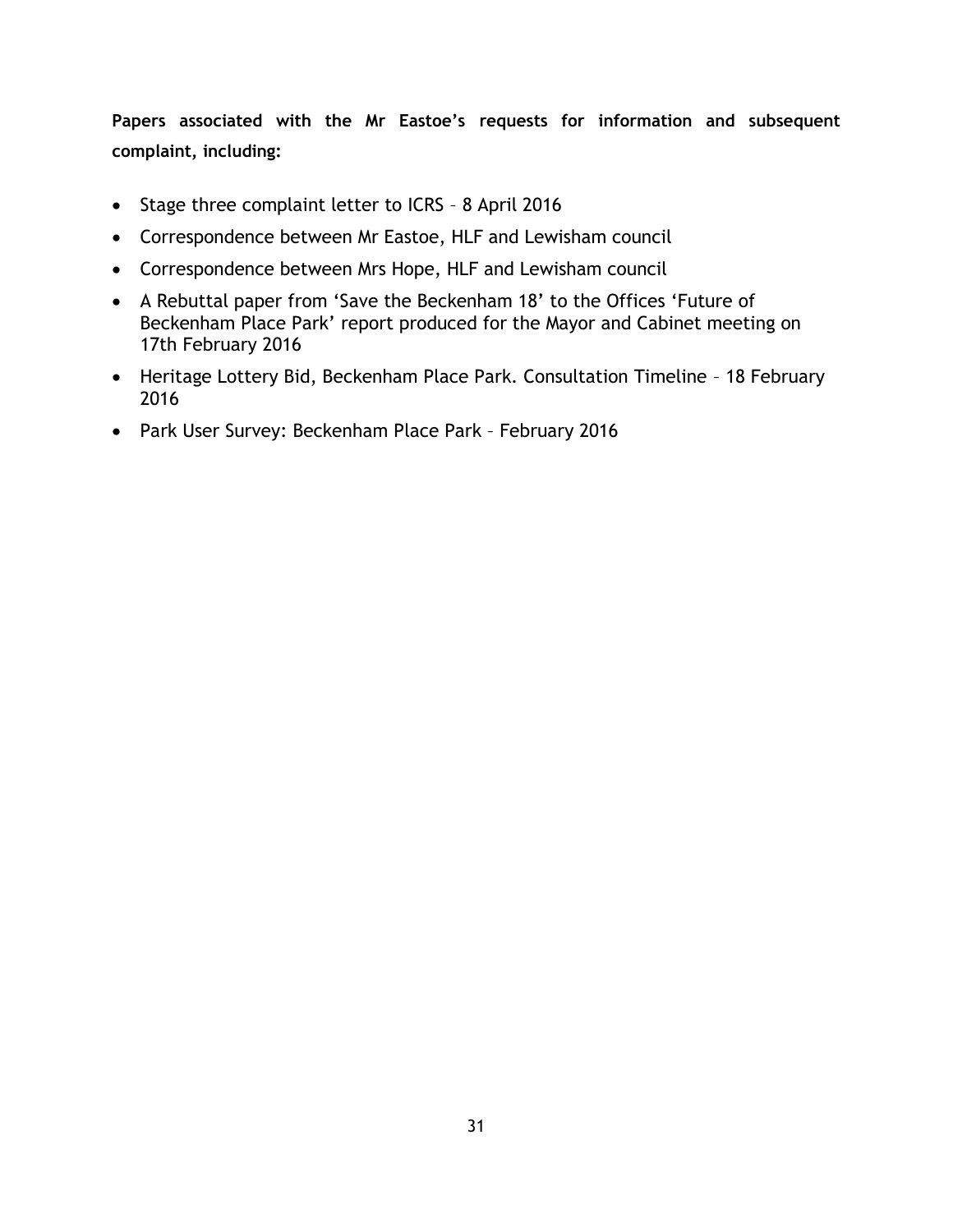**Papers associated with the Mr Eastoe's requests for information and subsequent complaint, including:**

- Stage three complaint letter to ICRS – 8 April 2016
- Correspondence between Mr Eastoe, HLF and Lewisham council
- Correspondence between Mrs Hope, HLF and Lewisham council
- A Rebuttal paper from 'Save the Beckenham 18' to the Offices 'Future of Beckenham Place Park' report produced for the Mayor and Cabinet meeting on 17th February 2016
- Heritage Lottery Bid, Beckenham Place Park. Consultation Timeline – 18 February 2016
- Park User Survey: Beckenham Place Park – February 2016